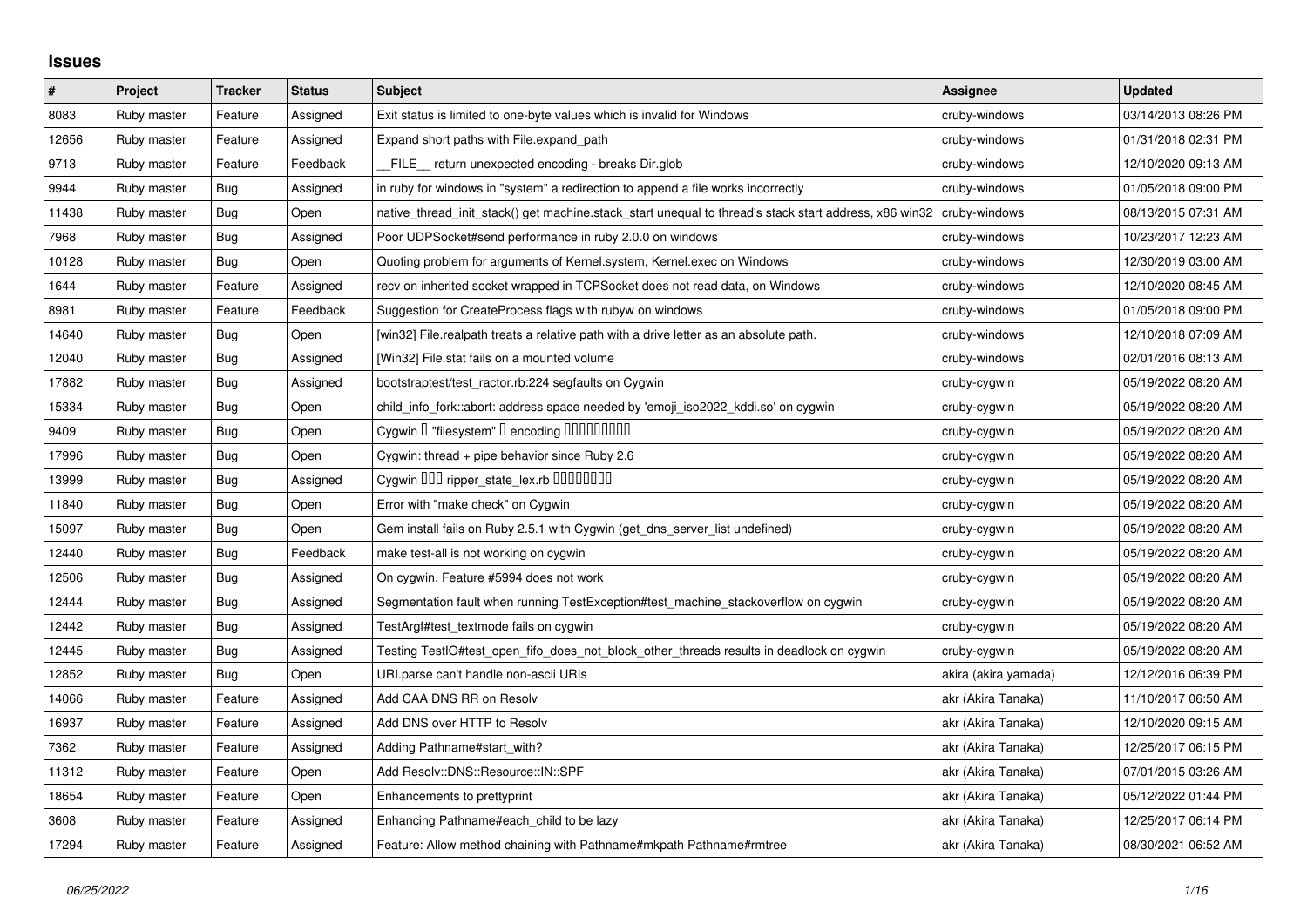## Issues

| # | Project | Tracker | Status | Subject | Assignee | Updated |
|---|---|---|---|---|---|---|
| 8083 | Ruby master | Feature | Assigned | Exit status is limited to one-byte values which is invalid for Windows | cruby-windows | 03/14/2013 08:26 PM |
| 12656 | Ruby master | Feature | Assigned | Expand short paths with File.expand_path | cruby-windows | 01/31/2018 02:31 PM |
| 9713 | Ruby master | Feature | Feedback | __FILE__ return unexpected encoding - breaks Dir.glob | cruby-windows | 12/10/2020 09:13 AM |
| 9944 | Ruby master | Bug | Assigned | in ruby for windows in "system" a redirection to append a file works incorrectly | cruby-windows | 01/05/2018 09:00 PM |
| 11438 | Ruby master | Bug | Open | native_thread_init_stack() get machine.stack_start unequal to thread's stack start address, x86 win32 | cruby-windows | 08/13/2015 07:31 AM |
| 7968 | Ruby master | Bug | Assigned | Poor UDPSocket#send performance in ruby 2.0.0 on windows | cruby-windows | 10/23/2017 12:23 AM |
| 10128 | Ruby master | Bug | Open | Quoting problem for arguments of Kernel.system, Kernel.exec on Windows | cruby-windows | 12/30/2019 03:00 AM |
| 1644 | Ruby master | Feature | Assigned | recv on inherited socket wrapped in TCPSocket does not read data, on Windows | cruby-windows | 12/10/2020 08:45 AM |
| 8981 | Ruby master | Feature | Feedback | Suggestion for CreateProcess flags with rubyw on windows | cruby-windows | 01/05/2018 09:00 PM |
| 14640 | Ruby master | Bug | Open | [win32] File.realpath treats a relative path with a drive letter as an absolute path. | cruby-windows | 12/10/2018 07:09 AM |
| 12040 | Ruby master | Bug | Assigned | [Win32] File.stat fails on a mounted volume | cruby-windows | 02/01/2016 08:13 AM |
| 17882 | Ruby master | Bug | Assigned | bootstraptest/test_ractor.rb:224 segfaults on Cygwin | cruby-cygwin | 05/19/2022 08:20 AM |
| 15334 | Ruby master | Bug | Open | child_info_fork::abort: address space needed by 'emoji_iso2022_kddi.so' on cygwin | cruby-cygwin | 05/19/2022 08:20 AM |
| 9409 | Ruby master | Bug | Open | Cygwin � "filesystem" � encoding ��������� | cruby-cygwin | 05/19/2022 08:20 AM |
| 17996 | Ruby master | Bug | Open | Cygwin: thread + pipe behavior since Ruby 2.6 | cruby-cygwin | 05/19/2022 08:20 AM |
| 13999 | Ruby master | Bug | Assigned | Cygwin ��� ripper_state_lex.rb �������� | cruby-cygwin | 05/19/2022 08:20 AM |
| 11840 | Ruby master | Bug | Open | Error with "make check" on Cygwin | cruby-cygwin | 05/19/2022 08:20 AM |
| 15097 | Ruby master | Bug | Open | Gem install fails on Ruby 2.5.1 with Cygwin (get_dns_server_list undefined) | cruby-cygwin | 05/19/2022 08:20 AM |
| 12440 | Ruby master | Bug | Feedback | make test-all is not working on cygwin | cruby-cygwin | 05/19/2022 08:20 AM |
| 12506 | Ruby master | Bug | Assigned | On cygwin, Feature #5994 does not work | cruby-cygwin | 05/19/2022 08:20 AM |
| 12444 | Ruby master | Bug | Assigned | Segmentation fault when running TestException#test_machine_stackoverflow on cygwin | cruby-cygwin | 05/19/2022 08:20 AM |
| 12442 | Ruby master | Bug | Assigned | TestArgf#test_textmode fails on cygwin | cruby-cygwin | 05/19/2022 08:20 AM |
| 12445 | Ruby master | Bug | Assigned | Testing TestIO#test_open_fifo_does_not_block_other_threads results in deadlock on cygwin | cruby-cygwin | 05/19/2022 08:20 AM |
| 12852 | Ruby master | Bug | Open | URI.parse can't handle non-ascii URIs | akira (akira yamada) | 12/12/2016 06:39 PM |
| 14066 | Ruby master | Feature | Assigned | Add CAA DNS RR on Resolv | akr (Akira Tanaka) | 11/10/2017 06:50 AM |
| 16937 | Ruby master | Feature | Assigned | Add DNS over HTTP to Resolv | akr (Akira Tanaka) | 12/10/2020 09:15 AM |
| 7362 | Ruby master | Feature | Assigned | Adding Pathname#start_with? | akr (Akira Tanaka) | 12/25/2017 06:15 PM |
| 11312 | Ruby master | Feature | Open | Add Resolv::DNS::Resource::IN::SPF | akr (Akira Tanaka) | 07/01/2015 03:26 AM |
| 18654 | Ruby master | Feature | Open | Enhancements to prettyprint | akr (Akira Tanaka) | 05/12/2022 01:44 PM |
| 3608 | Ruby master | Feature | Assigned | Enhancing Pathname#each_child to be lazy | akr (Akira Tanaka) | 12/25/2017 06:14 PM |
| 17294 | Ruby master | Feature | Assigned | Feature: Allow method chaining with Pathname#mkpath Pathname#rmtree | akr (Akira Tanaka) | 08/30/2021 06:52 AM |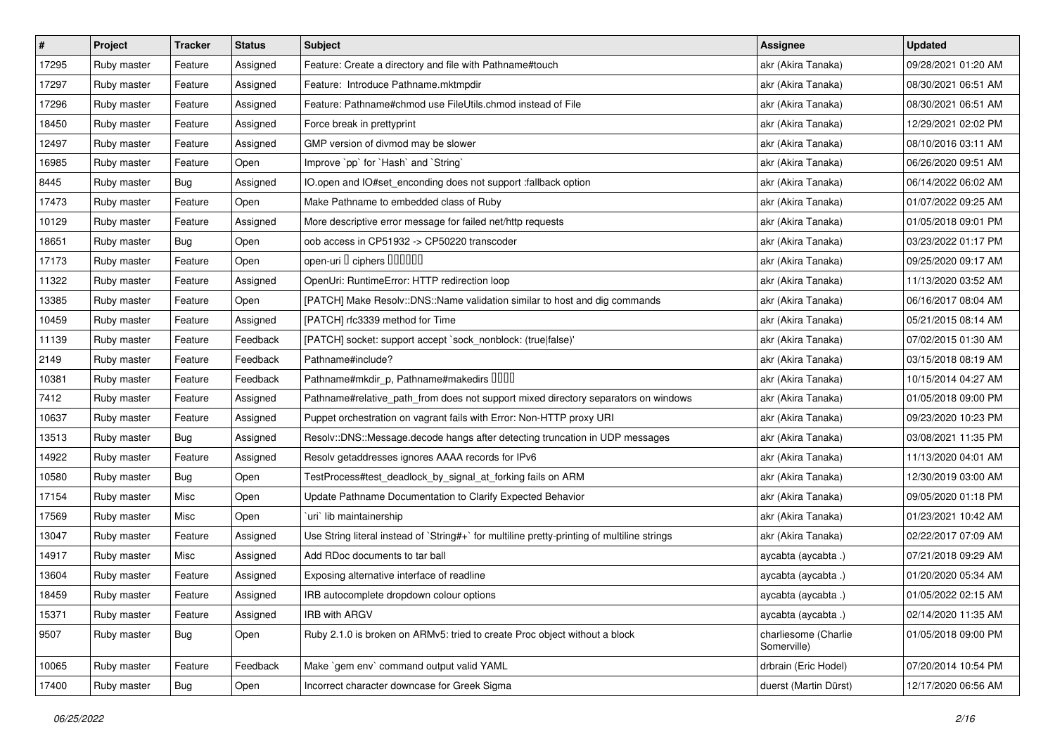| # | Project | Tracker | Status | Subject | Assignee | Updated |
|---|---|---|---|---|---|---|
| 17295 | Ruby master | Feature | Assigned | Feature: Create a directory and file with Pathname#touch | akr (Akira Tanaka) | 09/28/2021 01:20 AM |
| 17297 | Ruby master | Feature | Assigned | Feature:  Introduce Pathname.mktmpdir | akr (Akira Tanaka) | 08/30/2021 06:51 AM |
| 17296 | Ruby master | Feature | Assigned | Feature: Pathname#chmod use FileUtils.chmod instead of File | akr (Akira Tanaka) | 08/30/2021 06:51 AM |
| 18450 | Ruby master | Feature | Assigned | Force break in prettyprint | akr (Akira Tanaka) | 12/29/2021 02:02 PM |
| 12497 | Ruby master | Feature | Assigned | GMP version of divmod may be slower | akr (Akira Tanaka) | 08/10/2016 03:11 AM |
| 16985 | Ruby master | Feature | Open | Improve `pp` for `Hash` and `String` | akr (Akira Tanaka) | 06/26/2020 09:51 AM |
| 8445 | Ruby master | Bug | Assigned | IO.open and IO#set_enconding does not support :fallback option | akr (Akira Tanaka) | 06/14/2022 06:02 AM |
| 17473 | Ruby master | Feature | Open | Make Pathname to embedded class of Ruby | akr (Akira Tanaka) | 01/07/2022 09:25 AM |
| 10129 | Ruby master | Feature | Assigned | More descriptive error message for failed net/http requests | akr (Akira Tanaka) | 01/05/2018 09:01 PM |
| 18651 | Ruby master | Bug | Open | oob access in CP51932 -> CP50220 transcoder | akr (Akira Tanaka) | 03/23/2022 01:17 PM |
| 17173 | Ruby master | Feature | Open | open-uri  ciphers | akr (Akira Tanaka) | 09/25/2020 09:17 AM |
| 11322 | Ruby master | Feature | Assigned | OpenUri: RuntimeError: HTTP redirection loop | akr (Akira Tanaka) | 11/13/2020 03:52 AM |
| 13385 | Ruby master | Feature | Open | [PATCH] Make Resolv::DNS::Name validation similar to host and dig commands | akr (Akira Tanaka) | 06/16/2017 08:04 AM |
| 10459 | Ruby master | Feature | Assigned | [PATCH] rfc3339 method for Time | akr (Akira Tanaka) | 05/21/2015 08:14 AM |
| 11139 | Ruby master | Feature | Feedback | [PATCH] socket: support accept `sock_nonblock: (true\|false)' | akr (Akira Tanaka) | 07/02/2015 01:30 AM |
| 2149 | Ruby master | Feature | Feedback | Pathname#include? | akr (Akira Tanaka) | 03/15/2018 08:19 AM |
| 10381 | Ruby master | Feature | Feedback | Pathname#mkdir_p, Pathname#makedirs | akr (Akira Tanaka) | 10/15/2014 04:27 AM |
| 7412 | Ruby master | Feature | Assigned | Pathname#relative_path_from does not support mixed directory separators on windows | akr (Akira Tanaka) | 01/05/2018 09:00 PM |
| 10637 | Ruby master | Feature | Assigned | Puppet orchestration on vagrant fails with Error: Non-HTTP proxy URI | akr (Akira Tanaka) | 09/23/2020 10:23 PM |
| 13513 | Ruby master | Bug | Assigned | Resolv::DNS::Message.decode hangs after detecting truncation in UDP messages | akr (Akira Tanaka) | 03/08/2021 11:35 PM |
| 14922 | Ruby master | Feature | Assigned | Resolv getaddresses ignores AAAA records for IPv6 | akr (Akira Tanaka) | 11/13/2020 04:01 AM |
| 10580 | Ruby master | Bug | Open | TestProcess#test_deadlock_by_signal_at_forking fails on ARM | akr (Akira Tanaka) | 12/30/2019 03:00 AM |
| 17154 | Ruby master | Misc | Open | Update Pathname Documentation to Clarify Expected Behavior | akr (Akira Tanaka) | 09/05/2020 01:18 PM |
| 17569 | Ruby master | Misc | Open | `uri` lib maintainership | akr (Akira Tanaka) | 01/23/2021 10:42 AM |
| 13047 | Ruby master | Feature | Assigned | Use String literal instead of `String#+` for multiline pretty-printing of multiline strings | akr (Akira Tanaka) | 02/22/2017 07:09 AM |
| 14917 | Ruby master | Misc | Assigned | Add RDoc documents to tar ball | aycabta (aycabta .) | 07/21/2018 09:29 AM |
| 13604 | Ruby master | Feature | Assigned | Exposing alternative interface of readline | aycabta (aycabta .) | 01/20/2020 05:34 AM |
| 18459 | Ruby master | Feature | Assigned | IRB autocomplete dropdown colour options | aycabta (aycabta .) | 01/05/2022 02:15 AM |
| 15371 | Ruby master | Feature | Assigned | IRB with ARGV | aycabta (aycabta .) | 02/14/2020 11:35 AM |
| 9507 | Ruby master | Bug | Open | Ruby 2.1.0 is broken on ARMv5: tried to create Proc object without a block | charliesome (Charlie Somerville) | 01/05/2018 09:00 PM |
| 10065 | Ruby master | Feature | Feedback | Make `gem env` command output valid YAML | drbrain (Eric Hodel) | 07/20/2014 10:54 PM |
| 17400 | Ruby master | Bug | Open | Incorrect character downcase for Greek Sigma | duerst (Martin Dürst) | 12/17/2020 06:56 AM |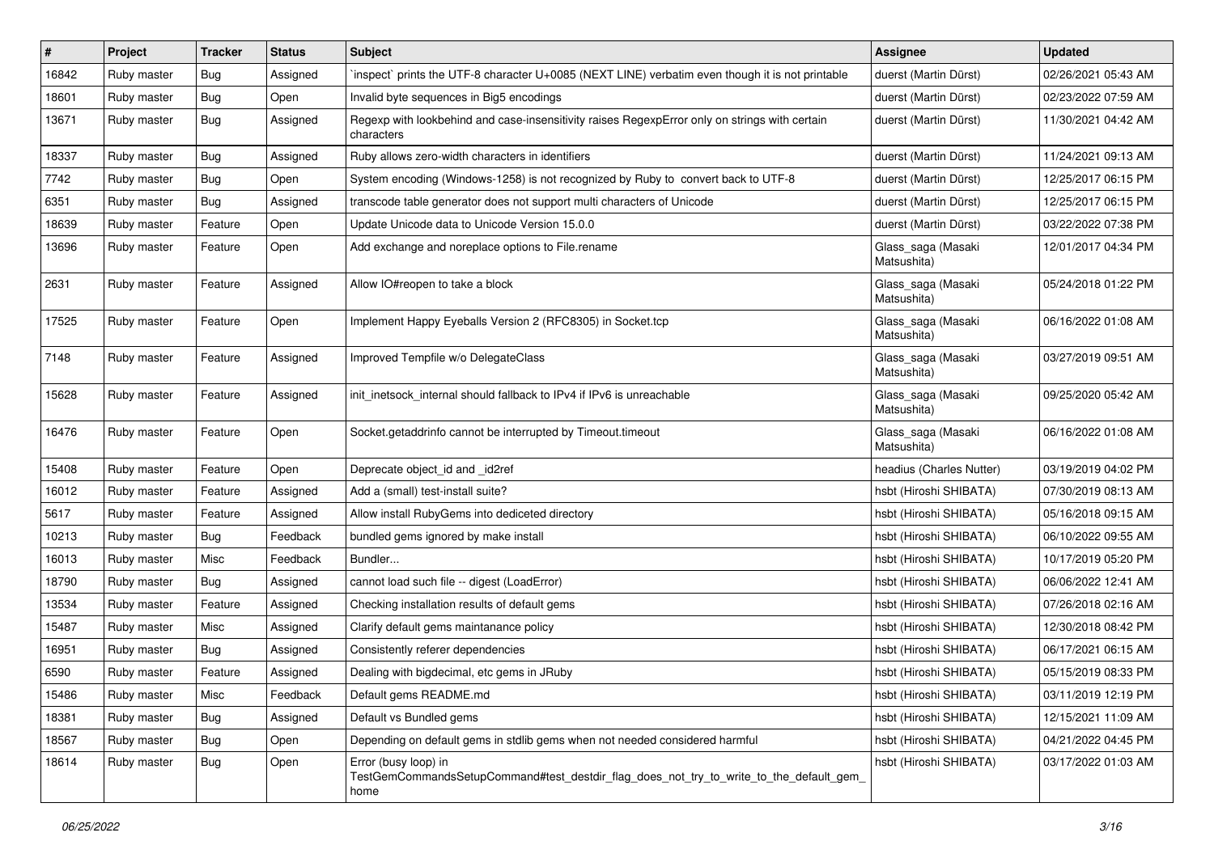| # | Project | Tracker | Status | Subject | Assignee | Updated |
| --- | --- | --- | --- | --- | --- | --- |
| 16842 | Ruby master | Bug | Assigned | `inspect` prints the UTF-8 character U+0085 (NEXT LINE) verbatim even though it is not printable | duerst (Martin Dürst) | 02/26/2021 05:43 AM |
| 18601 | Ruby master | Bug | Open | Invalid byte sequences in Big5 encodings | duerst (Martin Dürst) | 02/23/2022 07:59 AM |
| 13671 | Ruby master | Bug | Assigned | Regexp with lookbehind and case-insensitivity raises RegexpError only on strings with certain characters | duerst (Martin Dürst) | 11/30/2021 04:42 AM |
| 18337 | Ruby master | Bug | Assigned | Ruby allows zero-width characters in identifiers | duerst (Martin Dürst) | 11/24/2021 09:13 AM |
| 7742 | Ruby master | Bug | Open | System encoding (Windows-1258) is not recognized by Ruby to convert back to UTF-8 | duerst (Martin Dürst) | 12/25/2017 06:15 PM |
| 6351 | Ruby master | Bug | Assigned | transcode table generator does not support multi characters of Unicode | duerst (Martin Dürst) | 12/25/2017 06:15 PM |
| 18639 | Ruby master | Feature | Open | Update Unicode data to Unicode Version 15.0.0 | duerst (Martin Dürst) | 03/22/2022 07:38 PM |
| 13696 | Ruby master | Feature | Open | Add exchange and noreplace options to File.rename | Glass_saga (Masaki Matsushita) | 12/01/2017 04:34 PM |
| 2631 | Ruby master | Feature | Assigned | Allow IO#reopen to take a block | Glass_saga (Masaki Matsushita) | 05/24/2018 01:22 PM |
| 17525 | Ruby master | Feature | Open | Implement Happy Eyeballs Version 2 (RFC8305) in Socket.tcp | Glass_saga (Masaki Matsushita) | 06/16/2022 01:08 AM |
| 7148 | Ruby master | Feature | Assigned | Improved Tempfile w/o DelegateClass | Glass_saga (Masaki Matsushita) | 03/27/2019 09:51 AM |
| 15628 | Ruby master | Feature | Assigned | init_inetsock_internal should fallback to IPv4 if IPv6 is unreachable | Glass_saga (Masaki Matsushita) | 09/25/2020 05:42 AM |
| 16476 | Ruby master | Feature | Open | Socket.getaddrinfo cannot be interrupted by Timeout.timeout | Glass_saga (Masaki Matsushita) | 06/16/2022 01:08 AM |
| 15408 | Ruby master | Feature | Open | Deprecate object_id and _id2ref | headius (Charles Nutter) | 03/19/2019 04:02 PM |
| 16012 | Ruby master | Feature | Assigned | Add a (small) test-install suite? | hsbt (Hiroshi SHIBATA) | 07/30/2019 08:13 AM |
| 5617 | Ruby master | Feature | Assigned | Allow install RubyGems into dediceted directory | hsbt (Hiroshi SHIBATA) | 05/16/2018 09:15 AM |
| 10213 | Ruby master | Bug | Feedback | bundled gems ignored by make install | hsbt (Hiroshi SHIBATA) | 06/10/2022 09:55 AM |
| 16013 | Ruby master | Misc | Feedback | Bundler... | hsbt (Hiroshi SHIBATA) | 10/17/2019 05:20 PM |
| 18790 | Ruby master | Bug | Assigned | cannot load such file -- digest (LoadError) | hsbt (Hiroshi SHIBATA) | 06/06/2022 12:41 AM |
| 13534 | Ruby master | Feature | Assigned | Checking installation results of default gems | hsbt (Hiroshi SHIBATA) | 07/26/2018 02:16 AM |
| 15487 | Ruby master | Misc | Assigned | Clarify default gems maintanance policy | hsbt (Hiroshi SHIBATA) | 12/30/2018 08:42 PM |
| 16951 | Ruby master | Bug | Assigned | Consistently referer dependencies | hsbt (Hiroshi SHIBATA) | 06/17/2021 06:15 AM |
| 6590 | Ruby master | Feature | Assigned | Dealing with bigdecimal, etc gems in JRuby | hsbt (Hiroshi SHIBATA) | 05/15/2019 08:33 PM |
| 15486 | Ruby master | Misc | Feedback | Default gems README.md | hsbt (Hiroshi SHIBATA) | 03/11/2019 12:19 PM |
| 18381 | Ruby master | Bug | Assigned | Default vs Bundled gems | hsbt (Hiroshi SHIBATA) | 12/15/2021 11:09 AM |
| 18567 | Ruby master | Bug | Open | Depending on default gems in stdlib gems when not needed considered harmful | hsbt (Hiroshi SHIBATA) | 04/21/2022 04:45 PM |
| 18614 | Ruby master | Bug | Open | Error (busy loop) in TestGemCommandsSetupCommand#test_destdir_flag_does_not_try_to_write_to_the_default_gem_home | hsbt (Hiroshi SHIBATA) | 03/17/2022 01:03 AM |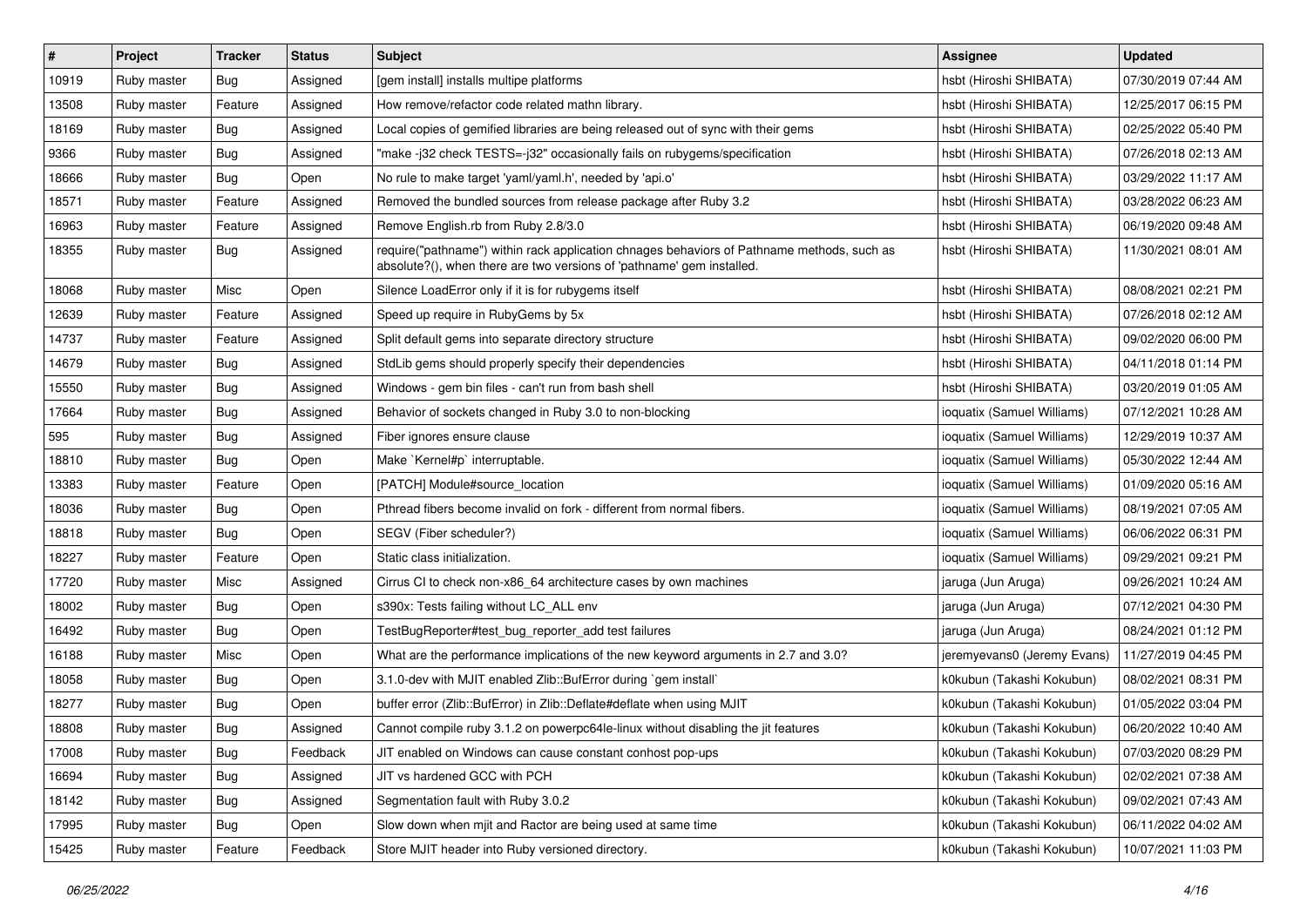| # | Project | Tracker | Status | Subject | Assignee | Updated |
|---|---|---|---|---|---|---|
| 10919 | Ruby master | Bug | Assigned | [gem install] installs multipe platforms | hsbt (Hiroshi SHIBATA) | 07/30/2019 07:44 AM |
| 13508 | Ruby master | Feature | Assigned | How remove/refactor code related mathn library. | hsbt (Hiroshi SHIBATA) | 12/25/2017 06:15 PM |
| 18169 | Ruby master | Bug | Assigned | Local copies of gemified libraries are being released out of sync with their gems | hsbt (Hiroshi SHIBATA) | 02/25/2022 05:40 PM |
| 9366 | Ruby master | Bug | Assigned | "make -j32 check TESTS=-j32" occasionally fails on rubygems/specification | hsbt (Hiroshi SHIBATA) | 07/26/2018 02:13 AM |
| 18666 | Ruby master | Bug | Open | No rule to make target 'yaml/yaml.h', needed by 'api.o' | hsbt (Hiroshi SHIBATA) | 03/29/2022 11:17 AM |
| 18571 | Ruby master | Feature | Assigned | Removed the bundled sources from release package after Ruby 3.2 | hsbt (Hiroshi SHIBATA) | 03/28/2022 06:23 AM |
| 16963 | Ruby master | Feature | Assigned | Remove English.rb from Ruby 2.8/3.0 | hsbt (Hiroshi SHIBATA) | 06/19/2020 09:48 AM |
| 18355 | Ruby master | Bug | Assigned | require("pathname") within rack application chnages behaviors of Pathname methods, such as absolute?(), when there are two versions of 'pathname' gem installed. | hsbt (Hiroshi SHIBATA) | 11/30/2021 08:01 AM |
| 18068 | Ruby master | Misc | Open | Silence LoadError only if it is for rubygems itself | hsbt (Hiroshi SHIBATA) | 08/08/2021 02:21 PM |
| 12639 | Ruby master | Feature | Assigned | Speed up require in RubyGems by 5x | hsbt (Hiroshi SHIBATA) | 07/26/2018 02:12 AM |
| 14737 | Ruby master | Feature | Assigned | Split default gems into separate directory structure | hsbt (Hiroshi SHIBATA) | 09/02/2020 06:00 PM |
| 14679 | Ruby master | Bug | Assigned | StdLib gems should properly specify their dependencies | hsbt (Hiroshi SHIBATA) | 04/11/2018 01:14 PM |
| 15550 | Ruby master | Bug | Assigned | Windows - gem bin files - can't run from bash shell | hsbt (Hiroshi SHIBATA) | 03/20/2019 01:05 AM |
| 17664 | Ruby master | Bug | Assigned | Behavior of sockets changed in Ruby 3.0 to non-blocking | ioquatix (Samuel Williams) | 07/12/2021 10:28 AM |
| 595 | Ruby master | Bug | Assigned | Fiber ignores ensure clause | ioquatix (Samuel Williams) | 12/29/2019 10:37 AM |
| 18810 | Ruby master | Bug | Open | Make `Kernel#p` interruptable. | ioquatix (Samuel Williams) | 05/30/2022 12:44 AM |
| 13383 | Ruby master | Feature | Open | [PATCH] Module#source_location | ioquatix (Samuel Williams) | 01/09/2020 05:16 AM |
| 18036 | Ruby master | Bug | Open | Pthread fibers become invalid on fork - different from normal fibers. | ioquatix (Samuel Williams) | 08/19/2021 07:05 AM |
| 18818 | Ruby master | Bug | Open | SEGV (Fiber scheduler?) | ioquatix (Samuel Williams) | 06/06/2022 06:31 PM |
| 18227 | Ruby master | Feature | Open | Static class initialization. | ioquatix (Samuel Williams) | 09/29/2021 09:21 PM |
| 17720 | Ruby master | Misc | Assigned | Cirrus CI to check non-x86_64 architecture cases by own machines | jaruga (Jun Aruga) | 09/26/2021 10:24 AM |
| 18002 | Ruby master | Bug | Open | s390x: Tests failing without LC_ALL env | jaruga (Jun Aruga) | 07/12/2021 04:30 PM |
| 16492 | Ruby master | Bug | Open | TestBugReporter#test_bug_reporter_add test failures | jaruga (Jun Aruga) | 08/24/2021 01:12 PM |
| 16188 | Ruby master | Misc | Open | What are the performance implications of the new keyword arguments in 2.7 and 3.0? | jeremyevans0 (Jeremy Evans) | 11/27/2019 04:45 PM |
| 18058 | Ruby master | Bug | Open | 3.1.0-dev with MJIT enabled Zlib::BufError during `gem install` | k0kubun (Takashi Kokubun) | 08/02/2021 08:31 PM |
| 18277 | Ruby master | Bug | Open | buffer error (Zlib::BufError) in Zlib::Deflate#deflate when using MJIT | k0kubun (Takashi Kokubun) | 01/05/2022 03:04 PM |
| 18808 | Ruby master | Bug | Assigned | Cannot compile ruby 3.1.2 on powerpc64le-linux without disabling the jit features | k0kubun (Takashi Kokubun) | 06/20/2022 10:40 AM |
| 17008 | Ruby master | Bug | Feedback | JIT enabled on Windows can cause constant conhost pop-ups | k0kubun (Takashi Kokubun) | 07/03/2020 08:29 PM |
| 16694 | Ruby master | Bug | Assigned | JIT vs hardened GCC with PCH | k0kubun (Takashi Kokubun) | 02/02/2021 07:38 AM |
| 18142 | Ruby master | Bug | Assigned | Segmentation fault with Ruby 3.0.2 | k0kubun (Takashi Kokubun) | 09/02/2021 07:43 AM |
| 17995 | Ruby master | Bug | Open | Slow down when mjit and Ractor are being used at same time | k0kubun (Takashi Kokubun) | 06/11/2022 04:02 AM |
| 15425 | Ruby master | Feature | Feedback | Store MJIT header into Ruby versioned directory. | k0kubun (Takashi Kokubun) | 10/07/2021 11:03 PM |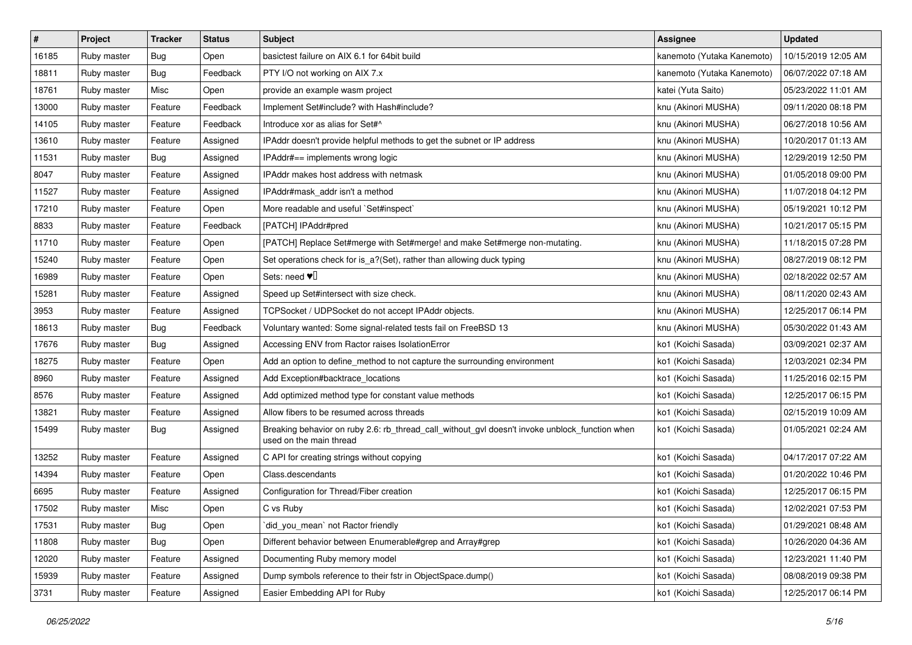| # | Project | Tracker | Status | Subject | Assignee | Updated |
|---|---|---|---|---|---|---|
| 16185 | Ruby master | Bug | Open | basictest failure on AIX 6.1 for 64bit build | kanemoto (Yutaka Kanemoto) | 10/15/2019 12:05 AM |
| 18811 | Ruby master | Bug | Feedback | PTY I/O not working on AIX 7.x | kanemoto (Yutaka Kanemoto) | 06/07/2022 07:18 AM |
| 18761 | Ruby master | Misc | Open | provide an example wasm project | katei (Yuta Saito) | 05/23/2022 11:01 AM |
| 13000 | Ruby master | Feature | Feedback | Implement Set#include? with Hash#include? | knu (Akinori MUSHA) | 09/11/2020 08:18 PM |
| 14105 | Ruby master | Feature | Feedback | Introduce xor as alias for Set#^ | knu (Akinori MUSHA) | 06/27/2018 10:56 AM |
| 13610 | Ruby master | Feature | Assigned | IPAddr doesn't provide helpful methods to get the subnet or IP address | knu (Akinori MUSHA) | 10/20/2017 01:13 AM |
| 11531 | Ruby master | Bug | Assigned | IPAddr#== implements wrong logic | knu (Akinori MUSHA) | 12/29/2019 12:50 PM |
| 8047 | Ruby master | Feature | Assigned | IPAddr makes host address with netmask | knu (Akinori MUSHA) | 01/05/2018 09:00 PM |
| 11527 | Ruby master | Feature | Assigned | IPAddr#mask_addr isn't a method | knu (Akinori MUSHA) | 11/07/2018 04:12 PM |
| 17210 | Ruby master | Feature | Open | More readable and useful `Set#inspect` | knu (Akinori MUSHA) | 05/19/2021 10:12 PM |
| 8833 | Ruby master | Feature | Feedback | [PATCH] IPAddr#pred | knu (Akinori MUSHA) | 10/21/2017 05:15 PM |
| 11710 | Ruby master | Feature | Open | [PATCH] Replace Set#merge with Set#merge! and make Set#merge non-mutating. | knu (Akinori MUSHA) | 11/18/2015 07:28 PM |
| 15240 | Ruby master | Feature | Open | Set operations check for is_a?(Set), rather than allowing duck typing | knu (Akinori MUSHA) | 08/27/2019 08:12 PM |
| 16989 | Ruby master | Feature | Open | Sets: need ♥️ | knu (Akinori MUSHA) | 02/18/2022 02:57 AM |
| 15281 | Ruby master | Feature | Assigned | Speed up Set#intersect with size check. | knu (Akinori MUSHA) | 08/11/2020 02:43 AM |
| 3953 | Ruby master | Feature | Assigned | TCPSocket / UDPSocket do not accept IPAddr objects. | knu (Akinori MUSHA) | 12/25/2017 06:14 PM |
| 18613 | Ruby master | Bug | Feedback | Voluntary wanted: Some signal-related tests fail on FreeBSD 13 | knu (Akinori MUSHA) | 05/30/2022 01:43 AM |
| 17676 | Ruby master | Bug | Assigned | Accessing ENV from Ractor raises IsolationError | ko1 (Koichi Sasada) | 03/09/2021 02:37 AM |
| 18275 | Ruby master | Feature | Open | Add an option to define_method to not capture the surrounding environment | ko1 (Koichi Sasada) | 12/03/2021 02:34 PM |
| 8960 | Ruby master | Feature | Assigned | Add Exception#backtrace_locations | ko1 (Koichi Sasada) | 11/25/2016 02:15 PM |
| 8576 | Ruby master | Feature | Assigned | Add optimized method type for constant value methods | ko1 (Koichi Sasada) | 12/25/2017 06:15 PM |
| 13821 | Ruby master | Feature | Assigned | Allow fibers to be resumed across threads | ko1 (Koichi Sasada) | 02/15/2019 10:09 AM |
| 15499 | Ruby master | Bug | Assigned | Breaking behavior on ruby 2.6: rb_thread_call_without_gvl doesn't invoke unblock_function when used on the main thread | ko1 (Koichi Sasada) | 01/05/2021 02:24 AM |
| 13252 | Ruby master | Feature | Assigned | C API for creating strings without copying | ko1 (Koichi Sasada) | 04/17/2017 07:22 AM |
| 14394 | Ruby master | Feature | Open | Class.descendants | ko1 (Koichi Sasada) | 01/20/2022 10:46 PM |
| 6695 | Ruby master | Feature | Assigned | Configuration for Thread/Fiber creation | ko1 (Koichi Sasada) | 12/25/2017 06:15 PM |
| 17502 | Ruby master | Misc | Open | C vs Ruby | ko1 (Koichi Sasada) | 12/02/2021 07:53 PM |
| 17531 | Ruby master | Bug | Open | `did_you_mean` not Ractor friendly | ko1 (Koichi Sasada) | 01/29/2021 08:48 AM |
| 11808 | Ruby master | Bug | Open | Different behavior between Enumerable#grep and Array#grep | ko1 (Koichi Sasada) | 10/26/2020 04:36 AM |
| 12020 | Ruby master | Feature | Assigned | Documenting Ruby memory model | ko1 (Koichi Sasada) | 12/23/2021 11:40 PM |
| 15939 | Ruby master | Feature | Assigned | Dump symbols reference to their fstr in ObjectSpace.dump() | ko1 (Koichi Sasada) | 08/08/2019 09:38 PM |
| 3731 | Ruby master | Feature | Assigned | Easier Embedding API for Ruby | ko1 (Koichi Sasada) | 12/25/2017 06:14 PM |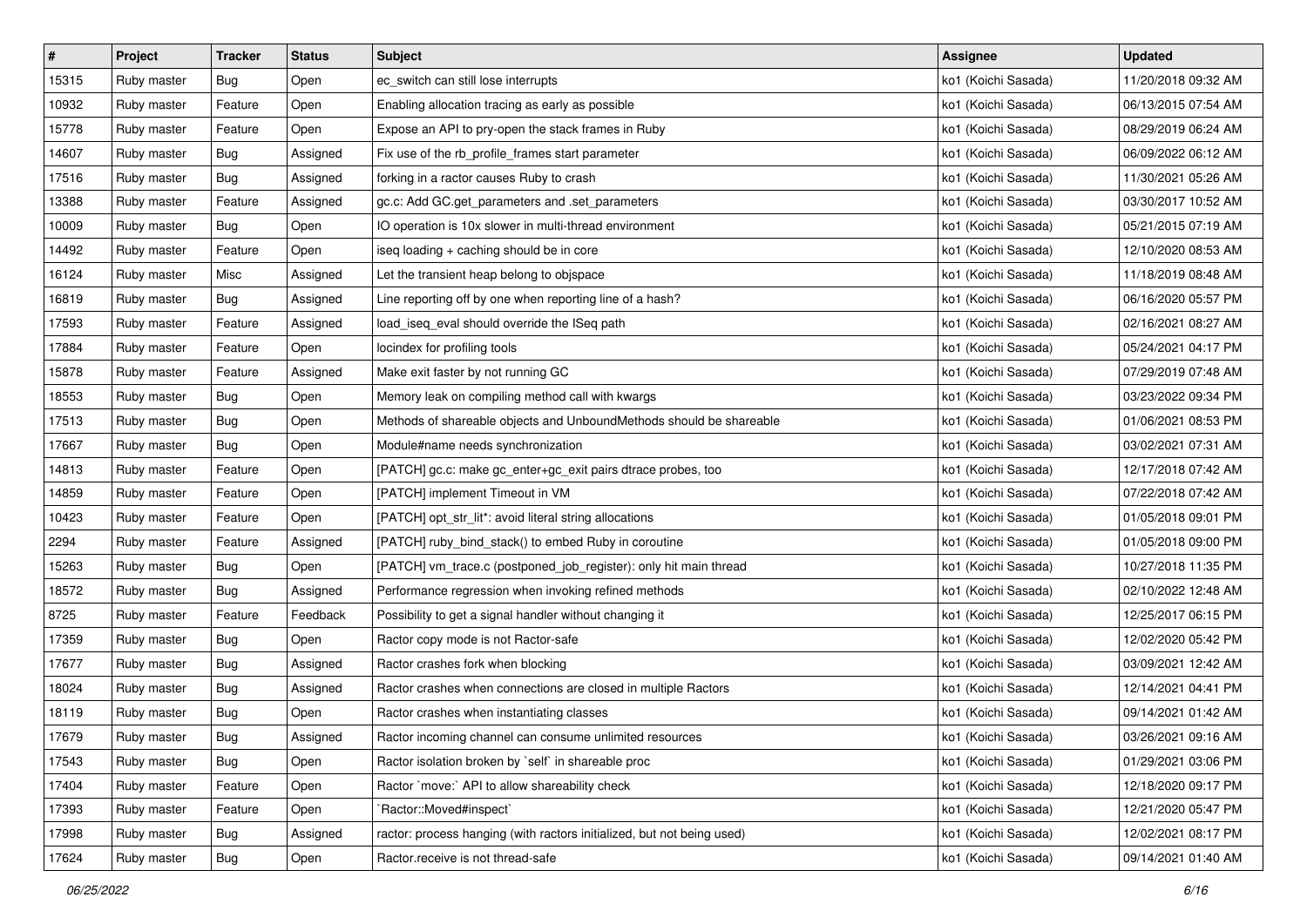| # | Project | Tracker | Status | Subject | Assignee | Updated |
|---|---|---|---|---|---|---|
| 15315 | Ruby master | Bug | Open | ec_switch can still lose interrupts | ko1 (Koichi Sasada) | 11/20/2018 09:32 AM |
| 10932 | Ruby master | Feature | Open | Enabling allocation tracing as early as possible | ko1 (Koichi Sasada) | 06/13/2015 07:54 AM |
| 15778 | Ruby master | Feature | Open | Expose an API to pry-open the stack frames in Ruby | ko1 (Koichi Sasada) | 08/29/2019 06:24 AM |
| 14607 | Ruby master | Bug | Assigned | Fix use of the rb_profile_frames start parameter | ko1 (Koichi Sasada) | 06/09/2022 06:12 AM |
| 17516 | Ruby master | Bug | Assigned | forking in a ractor causes Ruby to crash | ko1 (Koichi Sasada) | 11/30/2021 05:26 AM |
| 13388 | Ruby master | Feature | Assigned | gc.c: Add GC.get_parameters and .set_parameters | ko1 (Koichi Sasada) | 03/30/2017 10:52 AM |
| 10009 | Ruby master | Bug | Open | IO operation is 10x slower in multi-thread environment | ko1 (Koichi Sasada) | 05/21/2015 07:19 AM |
| 14492 | Ruby master | Feature | Open | iseq loading + caching should be in core | ko1 (Koichi Sasada) | 12/10/2020 08:53 AM |
| 16124 | Ruby master | Misc | Assigned | Let the transient heap belong to objspace | ko1 (Koichi Sasada) | 11/18/2019 08:48 AM |
| 16819 | Ruby master | Bug | Assigned | Line reporting off by one when reporting line of a hash? | ko1 (Koichi Sasada) | 06/16/2020 05:57 PM |
| 17593 | Ruby master | Feature | Assigned | load_iseq_eval should override the ISeq path | ko1 (Koichi Sasada) | 02/16/2021 08:27 AM |
| 17884 | Ruby master | Feature | Open | locindex for profiling tools | ko1 (Koichi Sasada) | 05/24/2021 04:17 PM |
| 15878 | Ruby master | Feature | Assigned | Make exit faster by not running GC | ko1 (Koichi Sasada) | 07/29/2019 07:48 AM |
| 18553 | Ruby master | Bug | Open | Memory leak on compiling method call with kwargs | ko1 (Koichi Sasada) | 03/23/2022 09:34 PM |
| 17513 | Ruby master | Bug | Open | Methods of shareable objects and UnboundMethods should be shareable | ko1 (Koichi Sasada) | 01/06/2021 08:53 PM |
| 17667 | Ruby master | Bug | Open | Module#name needs synchronization | ko1 (Koichi Sasada) | 03/02/2021 07:31 AM |
| 14813 | Ruby master | Feature | Open | [PATCH] gc.c: make gc_enter+gc_exit pairs dtrace probes, too | ko1 (Koichi Sasada) | 12/17/2018 07:42 AM |
| 14859 | Ruby master | Feature | Open | [PATCH] implement Timeout in VM | ko1 (Koichi Sasada) | 07/22/2018 07:42 AM |
| 10423 | Ruby master | Feature | Open | [PATCH] opt_str_lit*: avoid literal string allocations | ko1 (Koichi Sasada) | 01/05/2018 09:01 PM |
| 2294 | Ruby master | Feature | Assigned | [PATCH] ruby_bind_stack() to embed Ruby in coroutine | ko1 (Koichi Sasada) | 01/05/2018 09:00 PM |
| 15263 | Ruby master | Bug | Open | [PATCH] vm_trace.c (postponed_job_register): only hit main thread | ko1 (Koichi Sasada) | 10/27/2018 11:35 PM |
| 18572 | Ruby master | Bug | Assigned | Performance regression when invoking refined methods | ko1 (Koichi Sasada) | 02/10/2022 12:48 AM |
| 8725 | Ruby master | Feature | Feedback | Possibility to get a signal handler without changing it | ko1 (Koichi Sasada) | 12/25/2017 06:15 PM |
| 17359 | Ruby master | Bug | Open | Ractor copy mode is not Ractor-safe | ko1 (Koichi Sasada) | 12/02/2020 05:42 PM |
| 17677 | Ruby master | Bug | Assigned | Ractor crashes fork when blocking | ko1 (Koichi Sasada) | 03/09/2021 12:42 AM |
| 18024 | Ruby master | Bug | Assigned | Ractor crashes when connections are closed in multiple Ractors | ko1 (Koichi Sasada) | 12/14/2021 04:41 PM |
| 18119 | Ruby master | Bug | Open | Ractor crashes when instantiating classes | ko1 (Koichi Sasada) | 09/14/2021 01:42 AM |
| 17679 | Ruby master | Bug | Assigned | Ractor incoming channel can consume unlimited resources | ko1 (Koichi Sasada) | 03/26/2021 09:16 AM |
| 17543 | Ruby master | Bug | Open | Ractor isolation broken by `self` in shareable proc | ko1 (Koichi Sasada) | 01/29/2021 03:06 PM |
| 17404 | Ruby master | Feature | Open | Ractor `move:` API to allow shareability check | ko1 (Koichi Sasada) | 12/18/2020 09:17 PM |
| 17393 | Ruby master | Feature | Open | `Ractor::Moved#inspect` | ko1 (Koichi Sasada) | 12/21/2020 05:47 PM |
| 17998 | Ruby master | Bug | Assigned | ractor: process hanging (with ractors initialized, but not being used) | ko1 (Koichi Sasada) | 12/02/2021 08:17 PM |
| 17624 | Ruby master | Bug | Open | Ractor.receive is not thread-safe | ko1 (Koichi Sasada) | 09/14/2021 01:40 AM |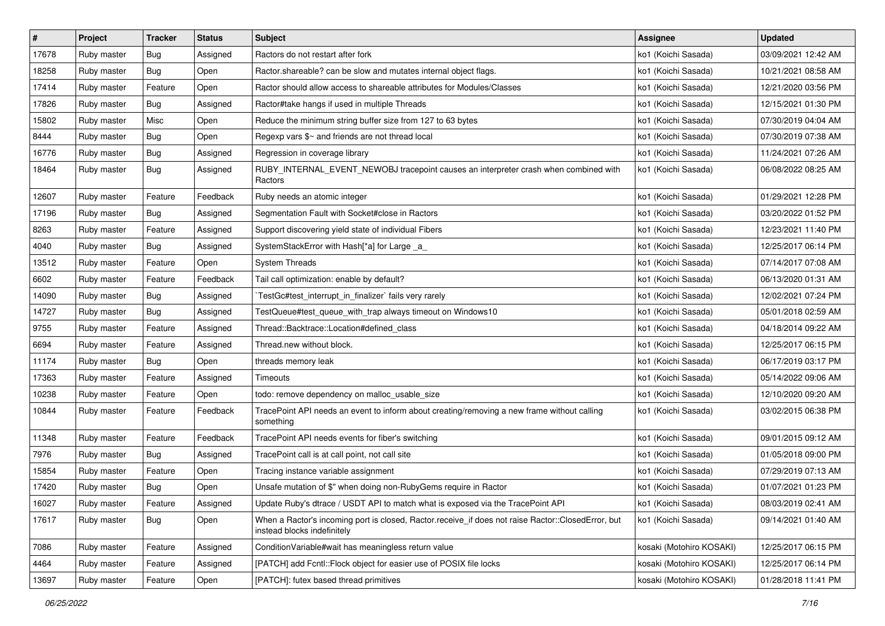| # | Project | Tracker | Status | Subject | Assignee | Updated |
|---|---|---|---|---|---|---|
| 17678 | Ruby master | Bug | Assigned | Ractors do not restart after fork | ko1 (Koichi Sasada) | 03/09/2021 12:42 AM |
| 18258 | Ruby master | Bug | Open | Ractor.shareable? can be slow and mutates internal object flags. | ko1 (Koichi Sasada) | 10/21/2021 08:58 AM |
| 17414 | Ruby master | Feature | Open | Ractor should allow access to shareable attributes for Modules/Classes | ko1 (Koichi Sasada) | 12/21/2020 03:56 PM |
| 17826 | Ruby master | Bug | Assigned | Ractor#take hangs if used in multiple Threads | ko1 (Koichi Sasada) | 12/15/2021 01:30 PM |
| 15802 | Ruby master | Misc | Open | Reduce the minimum string buffer size from 127 to 63 bytes | ko1 (Koichi Sasada) | 07/30/2019 04:04 AM |
| 8444 | Ruby master | Bug | Open | Regexp vars $~ and friends are not thread local | ko1 (Koichi Sasada) | 07/30/2019 07:38 AM |
| 16776 | Ruby master | Bug | Assigned | Regression in coverage library | ko1 (Koichi Sasada) | 11/24/2021 07:26 AM |
| 18464 | Ruby master | Bug | Assigned | RUBY_INTERNAL_EVENT_NEWOBJ tracepoint causes an interpreter crash when combined with Ractors | ko1 (Koichi Sasada) | 06/08/2022 08:25 AM |
| 12607 | Ruby master | Feature | Feedback | Ruby needs an atomic integer | ko1 (Koichi Sasada) | 01/29/2021 12:28 PM |
| 17196 | Ruby master | Bug | Assigned | Segmentation Fault with Socket#close in Ractors | ko1 (Koichi Sasada) | 03/20/2022 01:52 PM |
| 8263 | Ruby master | Feature | Assigned | Support discovering yield state of individual Fibers | ko1 (Koichi Sasada) | 12/23/2021 11:40 PM |
| 4040 | Ruby master | Bug | Assigned | SystemStackError with Hash[*a] for Large _a_ | ko1 (Koichi Sasada) | 12/25/2017 06:14 PM |
| 13512 | Ruby master | Feature | Open | System Threads | ko1 (Koichi Sasada) | 07/14/2017 07:08 AM |
| 6602 | Ruby master | Feature | Feedback | Tail call optimization: enable by default? | ko1 (Koichi Sasada) | 06/13/2020 01:31 AM |
| 14090 | Ruby master | Bug | Assigned | `TestGc#test_interrupt_in_finalizer` fails very rarely | ko1 (Koichi Sasada) | 12/02/2021 07:24 PM |
| 14727 | Ruby master | Bug | Assigned | TestQueue#test_queue_with_trap always timeout on Windows10 | ko1 (Koichi Sasada) | 05/01/2018 02:59 AM |
| 9755 | Ruby master | Feature | Assigned | Thread::Backtrace::Location#defined_class | ko1 (Koichi Sasada) | 04/18/2014 09:22 AM |
| 6694 | Ruby master | Feature | Assigned | Thread.new without block. | ko1 (Koichi Sasada) | 12/25/2017 06:15 PM |
| 11174 | Ruby master | Bug | Open | threads memory leak | ko1 (Koichi Sasada) | 06/17/2019 03:17 PM |
| 17363 | Ruby master | Feature | Assigned | Timeouts | ko1 (Koichi Sasada) | 05/14/2022 09:06 AM |
| 10238 | Ruby master | Feature | Open | todo: remove dependency on malloc_usable_size | ko1 (Koichi Sasada) | 12/10/2020 09:20 AM |
| 10844 | Ruby master | Feature | Feedback | TracePoint API needs an event to inform about creating/removing a new frame without calling something | ko1 (Koichi Sasada) | 03/02/2015 06:38 PM |
| 11348 | Ruby master | Feature | Feedback | TracePoint API needs events for fiber's switching | ko1 (Koichi Sasada) | 09/01/2015 09:12 AM |
| 7976 | Ruby master | Bug | Assigned | TracePoint call is at call point, not call site | ko1 (Koichi Sasada) | 01/05/2018 09:00 PM |
| 15854 | Ruby master | Feature | Open | Tracing instance variable assignment | ko1 (Koichi Sasada) | 07/29/2019 07:13 AM |
| 17420 | Ruby master | Bug | Open | Unsafe mutation of $" when doing non-RubyGems require in Ractor | ko1 (Koichi Sasada) | 01/07/2021 01:23 PM |
| 16027 | Ruby master | Feature | Assigned | Update Ruby's dtrace / USDT API to match what is exposed via the TracePoint API | ko1 (Koichi Sasada) | 08/03/2019 02:41 AM |
| 17617 | Ruby master | Bug | Open | When a Ractor's incoming port is closed, Ractor.receive_if does not raise Ractor::ClosedError, but instead blocks indefinitely | ko1 (Koichi Sasada) | 09/14/2021 01:40 AM |
| 7086 | Ruby master | Feature | Assigned | ConditionVariable#wait has meaningless return value | kosaki (Motohiro KOSAKI) | 12/25/2017 06:15 PM |
| 4464 | Ruby master | Feature | Assigned | [PATCH] add Fcntl::Flock object for easier use of POSIX file locks | kosaki (Motohiro KOSAKI) | 12/25/2017 06:14 PM |
| 13697 | Ruby master | Feature | Open | [PATCH]: futex based thread primitives | kosaki (Motohiro KOSAKI) | 01/28/2018 11:41 PM |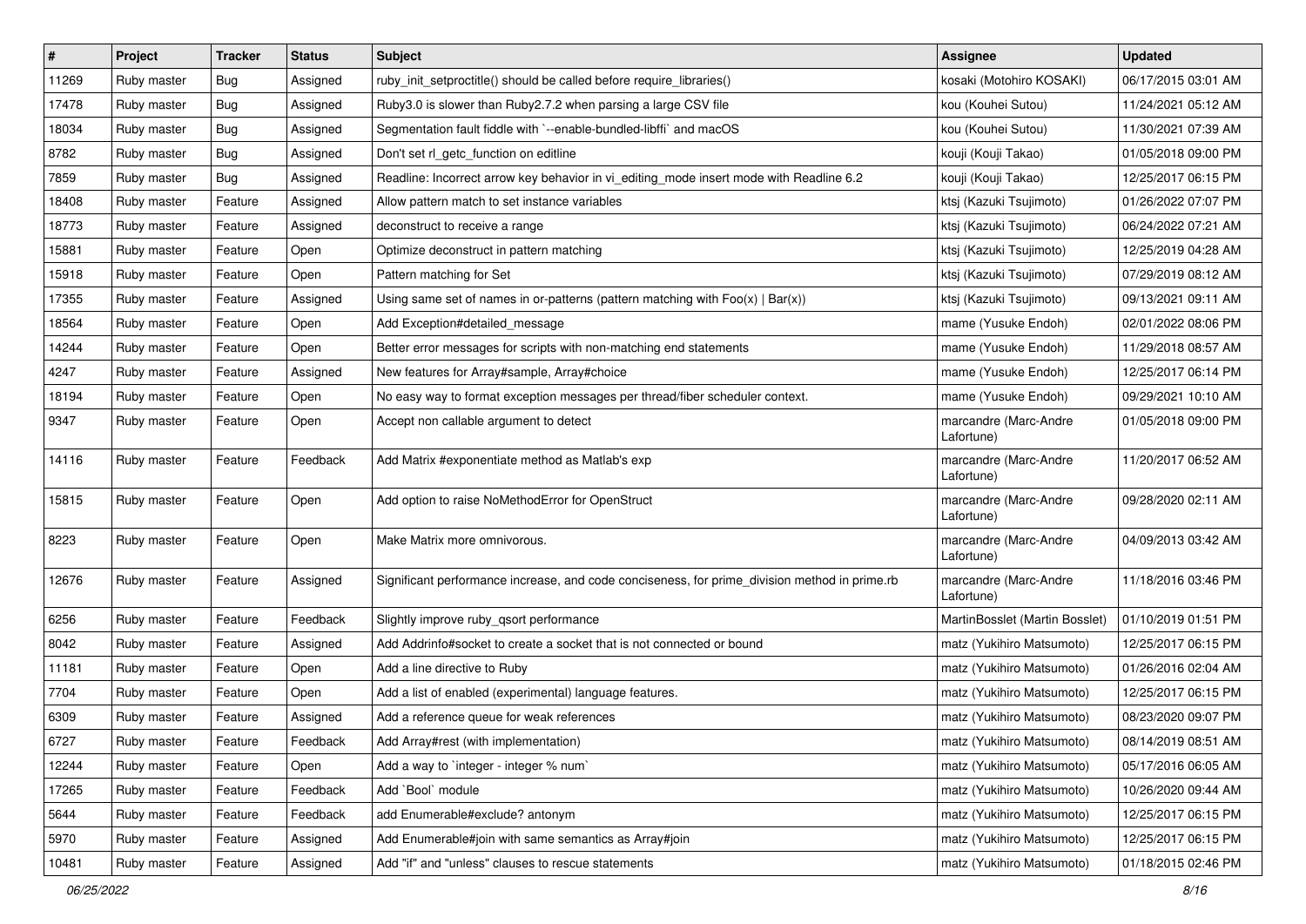| # | Project | Tracker | Status | Subject | Assignee | Updated |
|---|---|---|---|---|---|---|
| 11269 | Ruby master | Bug | Assigned | ruby_init_setproctitle() should be called before require_libraries() | kosaki (Motohiro KOSAKI) | 06/17/2015 03:01 AM |
| 17478 | Ruby master | Bug | Assigned | Ruby3.0 is slower than Ruby2.7.2 when parsing a large CSV file | kou (Kouhei Sutou) | 11/24/2021 05:12 AM |
| 18034 | Ruby master | Bug | Assigned | Segmentation fault fiddle with `--enable-bundled-libffi` and macOS | kou (Kouhei Sutou) | 11/30/2021 07:39 AM |
| 8782 | Ruby master | Bug | Assigned | Don't set rl_getc_function on editline | kouji (Kouji Takao) | 01/05/2018 09:00 PM |
| 7859 | Ruby master | Bug | Assigned | Readline: Incorrect arrow key behavior in vi_editing_mode insert mode with Readline 6.2 | kouji (Kouji Takao) | 12/25/2017 06:15 PM |
| 18408 | Ruby master | Feature | Assigned | Allow pattern match to set instance variables | ktsj (Kazuki Tsujimoto) | 01/26/2022 07:07 PM |
| 18773 | Ruby master | Feature | Assigned | deconstruct to receive a range | ktsj (Kazuki Tsujimoto) | 06/24/2022 07:21 AM |
| 15881 | Ruby master | Feature | Open | Optimize deconstruct in pattern matching | ktsj (Kazuki Tsujimoto) | 12/25/2019 04:28 AM |
| 15918 | Ruby master | Feature | Open | Pattern matching for Set | ktsj (Kazuki Tsujimoto) | 07/29/2019 08:12 AM |
| 17355 | Ruby master | Feature | Assigned | Using same set of names in or-patterns (pattern matching with Foo(x) \| Bar(x)) | ktsj (Kazuki Tsujimoto) | 09/13/2021 09:11 AM |
| 18564 | Ruby master | Feature | Open | Add Exception#detailed_message | mame (Yusuke Endoh) | 02/01/2022 08:06 PM |
| 14244 | Ruby master | Feature | Open | Better error messages for scripts with non-matching end statements | mame (Yusuke Endoh) | 11/29/2018 08:57 AM |
| 4247 | Ruby master | Feature | Assigned | New features for Array#sample, Array#choice | mame (Yusuke Endoh) | 12/25/2017 06:14 PM |
| 18194 | Ruby master | Feature | Open | No easy way to format exception messages per thread/fiber scheduler context. | mame (Yusuke Endoh) | 09/29/2021 10:10 AM |
| 9347 | Ruby master | Feature | Open | Accept non callable argument to detect | marcandre (Marc-Andre Lafortune) | 01/05/2018 09:00 PM |
| 14116 | Ruby master | Feature | Feedback | Add Matrix #exponentiate method as Matlab's exp | marcandre (Marc-Andre Lafortune) | 11/20/2017 06:52 AM |
| 15815 | Ruby master | Feature | Open | Add option to raise NoMethodError for OpenStruct | marcandre (Marc-Andre Lafortune) | 09/28/2020 02:11 AM |
| 8223 | Ruby master | Feature | Open | Make Matrix more omnivorous. | marcandre (Marc-Andre Lafortune) | 04/09/2013 03:42 AM |
| 12676 | Ruby master | Feature | Assigned | Significant performance increase, and code conciseness, for prime_division method in prime.rb | marcandre (Marc-Andre Lafortune) | 11/18/2016 03:46 PM |
| 6256 | Ruby master | Feature | Feedback | Slightly improve ruby_qsort performance | MartinBosslet (Martin Bosslet) | 01/10/2019 01:51 PM |
| 8042 | Ruby master | Feature | Assigned | Add Addrinfo#socket to create a socket that is not connected or bound | matz (Yukihiro Matsumoto) | 12/25/2017 06:15 PM |
| 11181 | Ruby master | Feature | Open | Add a line directive to Ruby | matz (Yukihiro Matsumoto) | 01/26/2016 02:04 AM |
| 7704 | Ruby master | Feature | Open | Add a list of enabled (experimental) language features. | matz (Yukihiro Matsumoto) | 12/25/2017 06:15 PM |
| 6309 | Ruby master | Feature | Assigned | Add a reference queue for weak references | matz (Yukihiro Matsumoto) | 08/23/2020 09:07 PM |
| 6727 | Ruby master | Feature | Feedback | Add Array#rest (with implementation) | matz (Yukihiro Matsumoto) | 08/14/2019 08:51 AM |
| 12244 | Ruby master | Feature | Open | Add a way to `integer - integer % num` | matz (Yukihiro Matsumoto) | 05/17/2016 06:05 AM |
| 17265 | Ruby master | Feature | Feedback | Add `Bool` module | matz (Yukihiro Matsumoto) | 10/26/2020 09:44 AM |
| 5644 | Ruby master | Feature | Feedback | add Enumerable#exclude? antonym | matz (Yukihiro Matsumoto) | 12/25/2017 06:15 PM |
| 5970 | Ruby master | Feature | Assigned | Add Enumerable#join with same semantics as Array#join | matz (Yukihiro Matsumoto) | 12/25/2017 06:15 PM |
| 10481 | Ruby master | Feature | Assigned | Add "if" and "unless" clauses to rescue statements | matz (Yukihiro Matsumoto) | 01/18/2015 02:46 PM |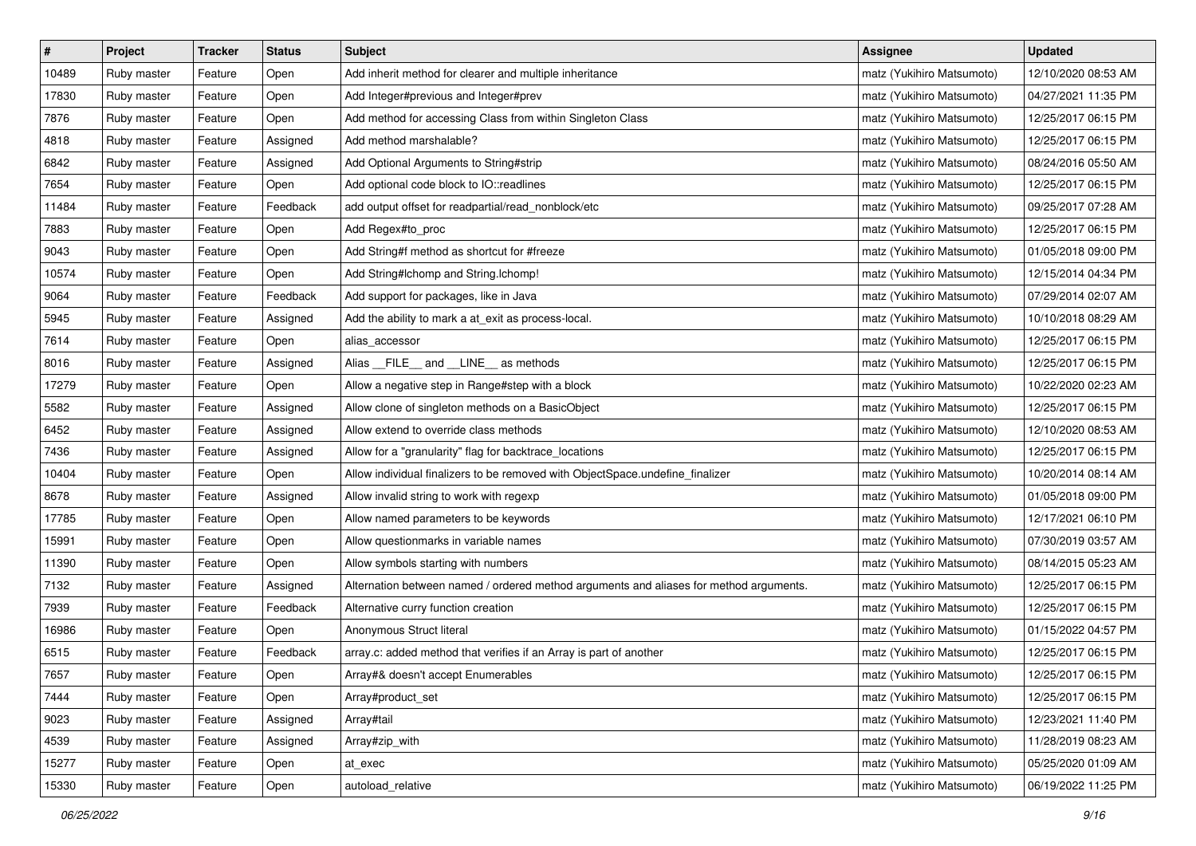| # | Project | Tracker | Status | Subject | Assignee | Updated |
|---|---|---|---|---|---|---|
| 10489 | Ruby master | Feature | Open | Add inherit method for clearer and multiple inheritance | matz (Yukihiro Matsumoto) | 12/10/2020 08:53 AM |
| 17830 | Ruby master | Feature | Open | Add Integer#previous and Integer#prev | matz (Yukihiro Matsumoto) | 04/27/2021 11:35 PM |
| 7876 | Ruby master | Feature | Open | Add method for accessing Class from within Singleton Class | matz (Yukihiro Matsumoto) | 12/25/2017 06:15 PM |
| 4818 | Ruby master | Feature | Assigned | Add method marshalable? | matz (Yukihiro Matsumoto) | 12/25/2017 06:15 PM |
| 6842 | Ruby master | Feature | Assigned | Add Optional Arguments to String#strip | matz (Yukihiro Matsumoto) | 08/24/2016 05:50 AM |
| 7654 | Ruby master | Feature | Open | Add optional code block to IO::readlines | matz (Yukihiro Matsumoto) | 12/25/2017 06:15 PM |
| 11484 | Ruby master | Feature | Feedback | add output offset for readpartial/read_nonblock/etc | matz (Yukihiro Matsumoto) | 09/25/2017 07:28 AM |
| 7883 | Ruby master | Feature | Open | Add Regex#to_proc | matz (Yukihiro Matsumoto) | 12/25/2017 06:15 PM |
| 9043 | Ruby master | Feature | Open | Add String#f method as shortcut for #freeze | matz (Yukihiro Matsumoto) | 01/05/2018 09:00 PM |
| 10574 | Ruby master | Feature | Open | Add String#lchomp and String.lchomp! | matz (Yukihiro Matsumoto) | 12/15/2014 04:34 PM |
| 9064 | Ruby master | Feature | Feedback | Add support for packages, like in Java | matz (Yukihiro Matsumoto) | 07/29/2014 02:07 AM |
| 5945 | Ruby master | Feature | Assigned | Add the ability to mark a at_exit as process-local. | matz (Yukihiro Matsumoto) | 10/10/2018 08:29 AM |
| 7614 | Ruby master | Feature | Open | alias_accessor | matz (Yukihiro Matsumoto) | 12/25/2017 06:15 PM |
| 8016 | Ruby master | Feature | Assigned | Alias __FILE__ and __LINE__ as methods | matz (Yukihiro Matsumoto) | 12/25/2017 06:15 PM |
| 17279 | Ruby master | Feature | Open | Allow a negative step in Range#step with a block | matz (Yukihiro Matsumoto) | 10/22/2020 02:23 AM |
| 5582 | Ruby master | Feature | Assigned | Allow clone of singleton methods on a BasicObject | matz (Yukihiro Matsumoto) | 12/25/2017 06:15 PM |
| 6452 | Ruby master | Feature | Assigned | Allow extend to override class methods | matz (Yukihiro Matsumoto) | 12/10/2020 08:53 AM |
| 7436 | Ruby master | Feature | Assigned | Allow for a "granularity" flag for backtrace_locations | matz (Yukihiro Matsumoto) | 12/25/2017 06:15 PM |
| 10404 | Ruby master | Feature | Open | Allow individual finalizers to be removed with ObjectSpace.undefine_finalizer | matz (Yukihiro Matsumoto) | 10/20/2014 08:14 AM |
| 8678 | Ruby master | Feature | Assigned | Allow invalid string to work with regexp | matz (Yukihiro Matsumoto) | 01/05/2018 09:00 PM |
| 17785 | Ruby master | Feature | Open | Allow named parameters to be keywords | matz (Yukihiro Matsumoto) | 12/17/2021 06:10 PM |
| 15991 | Ruby master | Feature | Open | Allow questionmarks in variable names | matz (Yukihiro Matsumoto) | 07/30/2019 03:57 AM |
| 11390 | Ruby master | Feature | Open | Allow symbols starting with numbers | matz (Yukihiro Matsumoto) | 08/14/2015 05:23 AM |
| 7132 | Ruby master | Feature | Assigned | Alternation between named / ordered method arguments and aliases for method arguments. | matz (Yukihiro Matsumoto) | 12/25/2017 06:15 PM |
| 7939 | Ruby master | Feature | Feedback | Alternative curry function creation | matz (Yukihiro Matsumoto) | 12/25/2017 06:15 PM |
| 16986 | Ruby master | Feature | Open | Anonymous Struct literal | matz (Yukihiro Matsumoto) | 01/15/2022 04:57 PM |
| 6515 | Ruby master | Feature | Feedback | array.c: added method that verifies if an Array is part of another | matz (Yukihiro Matsumoto) | 12/25/2017 06:15 PM |
| 7657 | Ruby master | Feature | Open | Array#& doesn't accept Enumerables | matz (Yukihiro Matsumoto) | 12/25/2017 06:15 PM |
| 7444 | Ruby master | Feature | Open | Array#product_set | matz (Yukihiro Matsumoto) | 12/25/2017 06:15 PM |
| 9023 | Ruby master | Feature | Assigned | Array#tail | matz (Yukihiro Matsumoto) | 12/23/2021 11:40 PM |
| 4539 | Ruby master | Feature | Assigned | Array#zip_with | matz (Yukihiro Matsumoto) | 11/28/2019 08:23 AM |
| 15277 | Ruby master | Feature | Open | at_exec | matz (Yukihiro Matsumoto) | 05/25/2020 01:09 AM |
| 15330 | Ruby master | Feature | Open | autoload_relative | matz (Yukihiro Matsumoto) | 06/19/2022 11:25 PM |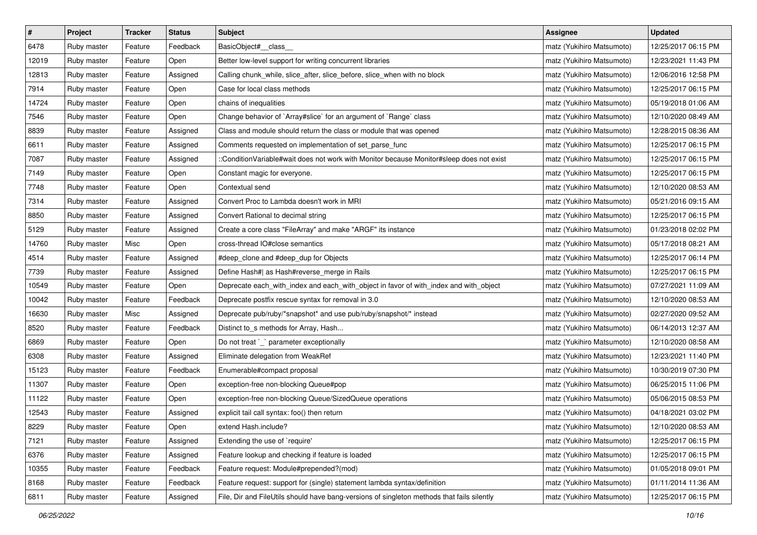| # | Project | Tracker | Status | Subject | Assignee | Updated |
|---|---|---|---|---|---|---|
| 6478 | Ruby master | Feature | Feedback | BasicObject#__class__ | matz (Yukihiro Matsumoto) | 12/25/2017 06:15 PM |
| 12019 | Ruby master | Feature | Open | Better low-level support for writing concurrent libraries | matz (Yukihiro Matsumoto) | 12/23/2021 11:43 PM |
| 12813 | Ruby master | Feature | Assigned | Calling chunk_while, slice_after, slice_before, slice_when with no block | matz (Yukihiro Matsumoto) | 12/06/2016 12:58 PM |
| 7914 | Ruby master | Feature | Open | Case for local class methods | matz (Yukihiro Matsumoto) | 12/25/2017 06:15 PM |
| 14724 | Ruby master | Feature | Open | chains of inequalities | matz (Yukihiro Matsumoto) | 05/19/2018 01:06 AM |
| 7546 | Ruby master | Feature | Open | Change behavior of `Array#slice` for an argument of `Range` class | matz (Yukihiro Matsumoto) | 12/10/2020 08:49 AM |
| 8839 | Ruby master | Feature | Assigned | Class and module should return the class or module that was opened | matz (Yukihiro Matsumoto) | 12/28/2015 08:36 AM |
| 6611 | Ruby master | Feature | Assigned | Comments requested on implementation of set_parse_func | matz (Yukihiro Matsumoto) | 12/25/2017 06:15 PM |
| 7087 | Ruby master | Feature | Assigned | ::ConditionVariable#wait does not work with Monitor because Monitor#sleep does not exist | matz (Yukihiro Matsumoto) | 12/25/2017 06:15 PM |
| 7149 | Ruby master | Feature | Open | Constant magic for everyone. | matz (Yukihiro Matsumoto) | 12/25/2017 06:15 PM |
| 7748 | Ruby master | Feature | Open | Contextual send | matz (Yukihiro Matsumoto) | 12/10/2020 08:53 AM |
| 7314 | Ruby master | Feature | Assigned | Convert Proc to Lambda doesn't work in MRI | matz (Yukihiro Matsumoto) | 05/21/2016 09:15 AM |
| 8850 | Ruby master | Feature | Assigned | Convert Rational to decimal string | matz (Yukihiro Matsumoto) | 12/25/2017 06:15 PM |
| 5129 | Ruby master | Feature | Assigned | Create a core class "FileArray" and make "ARGF" its instance | matz (Yukihiro Matsumoto) | 01/23/2018 02:02 PM |
| 14760 | Ruby master | Misc | Open | cross-thread IO#close semantics | matz (Yukihiro Matsumoto) | 05/17/2018 08:21 AM |
| 4514 | Ruby master | Feature | Assigned | #deep_clone and #deep_dup for Objects | matz (Yukihiro Matsumoto) | 12/25/2017 06:14 PM |
| 7739 | Ruby master | Feature | Assigned | Define Hash#\| as Hash#reverse_merge in Rails | matz (Yukihiro Matsumoto) | 12/25/2017 06:15 PM |
| 10549 | Ruby master | Feature | Open | Deprecate each_with_index and each_with_object in favor of with_index and with_object | matz (Yukihiro Matsumoto) | 07/27/2021 11:09 AM |
| 10042 | Ruby master | Feature | Feedback | Deprecate postfix rescue syntax for removal in 3.0 | matz (Yukihiro Matsumoto) | 12/10/2020 08:53 AM |
| 16630 | Ruby master | Misc | Assigned | Deprecate pub/ruby/*snapshot* and use pub/ruby/snapshot/* instead | matz (Yukihiro Matsumoto) | 02/27/2020 09:52 AM |
| 8520 | Ruby master | Feature | Feedback | Distinct to_s methods for Array, Hash... | matz (Yukihiro Matsumoto) | 06/14/2013 12:37 AM |
| 6869 | Ruby master | Feature | Open | Do not treat `_` parameter exceptionally | matz (Yukihiro Matsumoto) | 12/10/2020 08:58 AM |
| 6308 | Ruby master | Feature | Assigned | Eliminate delegation from WeakRef | matz (Yukihiro Matsumoto) | 12/23/2021 11:40 PM |
| 15123 | Ruby master | Feature | Feedback | Enumerable#compact proposal | matz (Yukihiro Matsumoto) | 10/30/2019 07:30 PM |
| 11307 | Ruby master | Feature | Open | exception-free non-blocking Queue#pop | matz (Yukihiro Matsumoto) | 06/25/2015 11:06 PM |
| 11122 | Ruby master | Feature | Open | exception-free non-blocking Queue/SizedQueue operations | matz (Yukihiro Matsumoto) | 05/06/2015 08:53 PM |
| 12543 | Ruby master | Feature | Assigned | explicit tail call syntax: foo() then return | matz (Yukihiro Matsumoto) | 04/18/2021 03:02 PM |
| 8229 | Ruby master | Feature | Open | extend Hash.include? | matz (Yukihiro Matsumoto) | 12/10/2020 08:53 AM |
| 7121 | Ruby master | Feature | Assigned | Extending the use of `require' | matz (Yukihiro Matsumoto) | 12/25/2017 06:15 PM |
| 6376 | Ruby master | Feature | Assigned | Feature lookup and checking if feature is loaded | matz (Yukihiro Matsumoto) | 12/25/2017 06:15 PM |
| 10355 | Ruby master | Feature | Feedback | Feature request: Module#prepended?(mod) | matz (Yukihiro Matsumoto) | 01/05/2018 09:01 PM |
| 8168 | Ruby master | Feature | Feedback | Feature request: support for (single) statement lambda syntax/definition | matz (Yukihiro Matsumoto) | 01/11/2014 11:36 AM |
| 6811 | Ruby master | Feature | Assigned | File, Dir and FileUtils should have bang-versions of singleton methods that fails silently | matz (Yukihiro Matsumoto) | 12/25/2017 06:15 PM |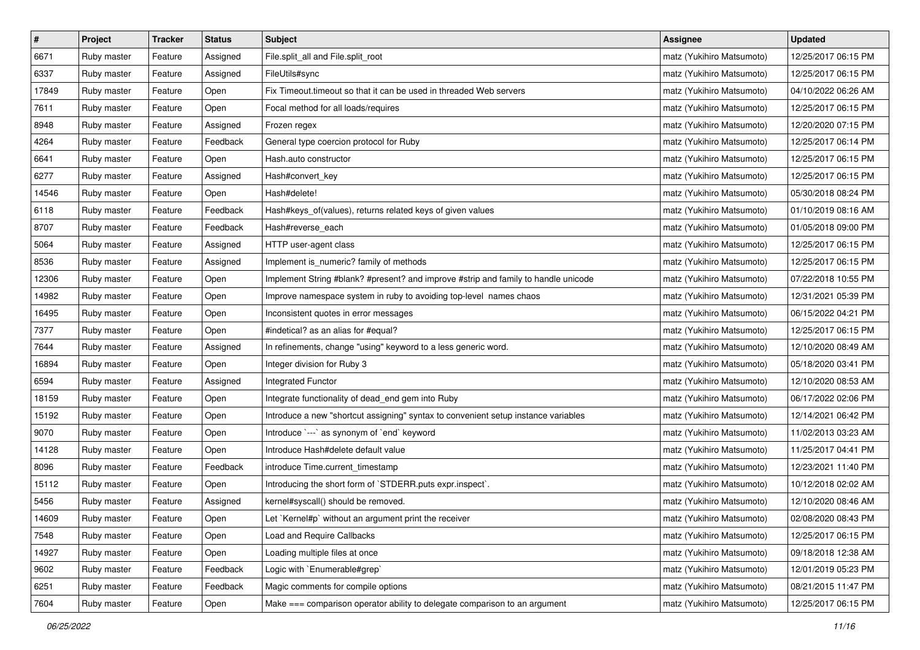| # | Project | Tracker | Status | Subject | Assignee | Updated |
|---|---|---|---|---|---|---|
| 6671 | Ruby master | Feature | Assigned | File.split_all and File.split_root | matz (Yukihiro Matsumoto) | 12/25/2017 06:15 PM |
| 6337 | Ruby master | Feature | Assigned | FileUtils#sync | matz (Yukihiro Matsumoto) | 12/25/2017 06:15 PM |
| 17849 | Ruby master | Feature | Open | Fix Timeout.timeout so that it can be used in threaded Web servers | matz (Yukihiro Matsumoto) | 04/10/2022 06:26 AM |
| 7611 | Ruby master | Feature | Open | Focal method for all loads/requires | matz (Yukihiro Matsumoto) | 12/25/2017 06:15 PM |
| 8948 | Ruby master | Feature | Assigned | Frozen regex | matz (Yukihiro Matsumoto) | 12/20/2020 07:15 PM |
| 4264 | Ruby master | Feature | Feedback | General type coercion protocol for Ruby | matz (Yukihiro Matsumoto) | 12/25/2017 06:14 PM |
| 6641 | Ruby master | Feature | Open | Hash.auto constructor | matz (Yukihiro Matsumoto) | 12/25/2017 06:15 PM |
| 6277 | Ruby master | Feature | Assigned | Hash#convert_key | matz (Yukihiro Matsumoto) | 12/25/2017 06:15 PM |
| 14546 | Ruby master | Feature | Open | Hash#delete! | matz (Yukihiro Matsumoto) | 05/30/2018 08:24 PM |
| 6118 | Ruby master | Feature | Feedback | Hash#keys_of(values), returns related keys of given values | matz (Yukihiro Matsumoto) | 01/10/2019 08:16 AM |
| 8707 | Ruby master | Feature | Feedback | Hash#reverse_each | matz (Yukihiro Matsumoto) | 01/05/2018 09:00 PM |
| 5064 | Ruby master | Feature | Assigned | HTTP user-agent class | matz (Yukihiro Matsumoto) | 12/25/2017 06:15 PM |
| 8536 | Ruby master | Feature | Assigned | Implement is_numeric? family of methods | matz (Yukihiro Matsumoto) | 12/25/2017 06:15 PM |
| 12306 | Ruby master | Feature | Open | Implement String #blank? #present? and improve #strip and family to handle unicode | matz (Yukihiro Matsumoto) | 07/22/2018 10:55 PM |
| 14982 | Ruby master | Feature | Open | Improve namespace system in ruby to avoiding top-level names chaos | matz (Yukihiro Matsumoto) | 12/31/2021 05:39 PM |
| 16495 | Ruby master | Feature | Open | Inconsistent quotes in error messages | matz (Yukihiro Matsumoto) | 06/15/2022 04:21 PM |
| 7377 | Ruby master | Feature | Open | #indetical? as an alias for #equal? | matz (Yukihiro Matsumoto) | 12/25/2017 06:15 PM |
| 7644 | Ruby master | Feature | Assigned | In refinements, change "using" keyword to a less generic word. | matz (Yukihiro Matsumoto) | 12/10/2020 08:49 AM |
| 16894 | Ruby master | Feature | Open | Integer division for Ruby 3 | matz (Yukihiro Matsumoto) | 05/18/2020 03:41 PM |
| 6594 | Ruby master | Feature | Assigned | Integrated Functor | matz (Yukihiro Matsumoto) | 12/10/2020 08:53 AM |
| 18159 | Ruby master | Feature | Open | Integrate functionality of dead_end gem into Ruby | matz (Yukihiro Matsumoto) | 06/17/2022 02:06 PM |
| 15192 | Ruby master | Feature | Open | Introduce a new "shortcut assigning" syntax to convenient setup instance variables | matz (Yukihiro Matsumoto) | 12/14/2021 06:42 PM |
| 9070 | Ruby master | Feature | Open | Introduce `---` as synonym of `end` keyword | matz (Yukihiro Matsumoto) | 11/02/2013 03:23 AM |
| 14128 | Ruby master | Feature | Open | Introduce Hash#delete default value | matz (Yukihiro Matsumoto) | 11/25/2017 04:41 PM |
| 8096 | Ruby master | Feature | Feedback | introduce Time.current_timestamp | matz (Yukihiro Matsumoto) | 12/23/2021 11:40 PM |
| 15112 | Ruby master | Feature | Open | Introducing the short form of `STDERR.puts expr.inspect`. | matz (Yukihiro Matsumoto) | 10/12/2018 02:02 AM |
| 5456 | Ruby master | Feature | Assigned | kernel#syscall() should be removed. | matz (Yukihiro Matsumoto) | 12/10/2020 08:46 AM |
| 14609 | Ruby master | Feature | Open | Let `Kernel#p` without an argument print the receiver | matz (Yukihiro Matsumoto) | 02/08/2020 08:43 PM |
| 7548 | Ruby master | Feature | Open | Load and Require Callbacks | matz (Yukihiro Matsumoto) | 12/25/2017 06:15 PM |
| 14927 | Ruby master | Feature | Open | Loading multiple files at once | matz (Yukihiro Matsumoto) | 09/18/2018 12:38 AM |
| 9602 | Ruby master | Feature | Feedback | Logic with `Enumerable#grep` | matz (Yukihiro Matsumoto) | 12/01/2019 05:23 PM |
| 6251 | Ruby master | Feature | Feedback | Magic comments for compile options | matz (Yukihiro Matsumoto) | 08/21/2015 11:47 PM |
| 7604 | Ruby master | Feature | Open | Make === comparison operator ability to delegate comparison to an argument | matz (Yukihiro Matsumoto) | 12/25/2017 06:15 PM |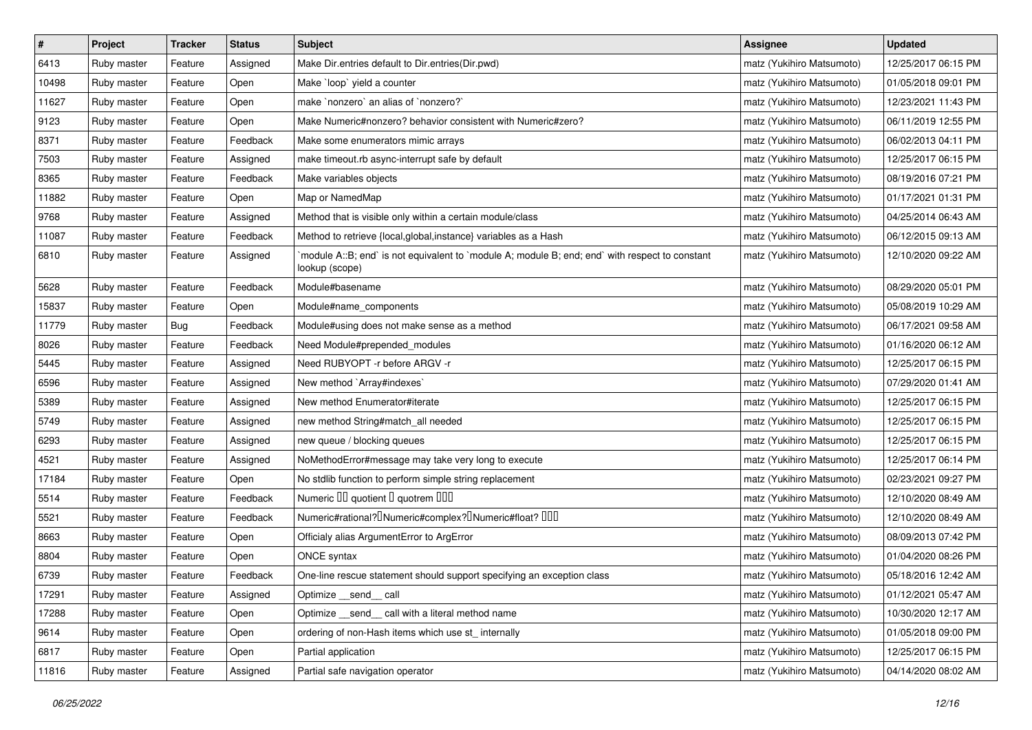| # | Project | Tracker | Status | Subject | Assignee | Updated |
|---|---|---|---|---|---|---|
| 6413 | Ruby master | Feature | Assigned | Make Dir.entries default to Dir.entries(Dir.pwd) | matz (Yukihiro Matsumoto) | 12/25/2017 06:15 PM |
| 10498 | Ruby master | Feature | Open | Make `loop` yield a counter | matz (Yukihiro Matsumoto) | 01/05/2018 09:01 PM |
| 11627 | Ruby master | Feature | Open | make `nonzero` an alias of `nonzero?` | matz (Yukihiro Matsumoto) | 12/23/2021 11:43 PM |
| 9123 | Ruby master | Feature | Open | Make Numeric#nonzero? behavior consistent with Numeric#zero? | matz (Yukihiro Matsumoto) | 06/11/2019 12:55 PM |
| 8371 | Ruby master | Feature | Feedback | Make some enumerators mimic arrays | matz (Yukihiro Matsumoto) | 06/02/2013 04:11 PM |
| 7503 | Ruby master | Feature | Assigned | make timeout.rb async-interrupt safe by default | matz (Yukihiro Matsumoto) | 12/25/2017 06:15 PM |
| 8365 | Ruby master | Feature | Feedback | Make variables objects | matz (Yukihiro Matsumoto) | 08/19/2016 07:21 PM |
| 11882 | Ruby master | Feature | Open | Map or NamedMap | matz (Yukihiro Matsumoto) | 01/17/2021 01:31 PM |
| 9768 | Ruby master | Feature | Assigned | Method that is visible only within a certain module/class | matz (Yukihiro Matsumoto) | 04/25/2014 06:43 AM |
| 11087 | Ruby master | Feature | Feedback | Method to retrieve {local,global,instance} variables as a Hash | matz (Yukihiro Matsumoto) | 06/12/2015 09:13 AM |
| 6810 | Ruby master | Feature | Assigned | `module A::B; end` is not equivalent to `module A; module B; end; end` with respect to constant lookup (scope) | matz (Yukihiro Matsumoto) | 12/10/2020 09:22 AM |
| 5628 | Ruby master | Feature | Feedback | Module#basename | matz (Yukihiro Matsumoto) | 08/29/2020 05:01 PM |
| 15837 | Ruby master | Feature | Open | Module#name_components | matz (Yukihiro Matsumoto) | 05/08/2019 10:29 AM |
| 11779 | Ruby master | Bug | Feedback | Module#using does not make sense as a method | matz (Yukihiro Matsumoto) | 06/17/2021 09:58 AM |
| 8026 | Ruby master | Feature | Feedback | Need Module#prepended_modules | matz (Yukihiro Matsumoto) | 01/16/2020 06:12 AM |
| 5445 | Ruby master | Feature | Assigned | Need RUBYOPT -r before ARGV -r | matz (Yukihiro Matsumoto) | 12/25/2017 06:15 PM |
| 6596 | Ruby master | Feature | Assigned | New method `Array#indexes` | matz (Yukihiro Matsumoto) | 07/29/2020 01:41 AM |
| 5389 | Ruby master | Feature | Assigned | New method Enumerator#iterate | matz (Yukihiro Matsumoto) | 12/25/2017 06:15 PM |
| 5749 | Ruby master | Feature | Assigned | new method String#match_all needed | matz (Yukihiro Matsumoto) | 12/25/2017 06:15 PM |
| 6293 | Ruby master | Feature | Assigned | new queue / blocking queues | matz (Yukihiro Matsumoto) | 12/25/2017 06:15 PM |
| 4521 | Ruby master | Feature | Assigned | NoMethodError#message may take very long to execute | matz (Yukihiro Matsumoto) | 12/25/2017 06:14 PM |
| 17184 | Ruby master | Feature | Open | No stdlib function to perform simple string replacement | matz (Yukihiro Matsumoto) | 02/23/2021 09:27 PM |
| 5514 | Ruby master | Feature | Feedback | Numeric □□ quotient □ quotrem □□□ | matz (Yukihiro Matsumoto) | 12/10/2020 08:49 AM |
| 5521 | Ruby master | Feature | Feedback | Numeric#rational?□Numeric#complex?□Numeric#float? □□□ | matz (Yukihiro Matsumoto) | 12/10/2020 08:49 AM |
| 8663 | Ruby master | Feature | Open | Officialy alias ArgumentError to ArgError | matz (Yukihiro Matsumoto) | 08/09/2013 07:42 PM |
| 8804 | Ruby master | Feature | Open | ONCE syntax | matz (Yukihiro Matsumoto) | 01/04/2020 08:26 PM |
| 6739 | Ruby master | Feature | Feedback | One-line rescue statement should support specifying an exception class | matz (Yukihiro Matsumoto) | 05/18/2016 12:42 AM |
| 17291 | Ruby master | Feature | Assigned | Optimize __send__ call | matz (Yukihiro Matsumoto) | 01/12/2021 05:47 AM |
| 17288 | Ruby master | Feature | Open | Optimize __send__ call with a literal method name | matz (Yukihiro Matsumoto) | 10/30/2020 12:17 AM |
| 9614 | Ruby master | Feature | Open | ordering of non-Hash items which use st_ internally | matz (Yukihiro Matsumoto) | 01/05/2018 09:00 PM |
| 6817 | Ruby master | Feature | Open | Partial application | matz (Yukihiro Matsumoto) | 12/25/2017 06:15 PM |
| 11816 | Ruby master | Feature | Assigned | Partial safe navigation operator | matz (Yukihiro Matsumoto) | 04/14/2020 08:02 AM |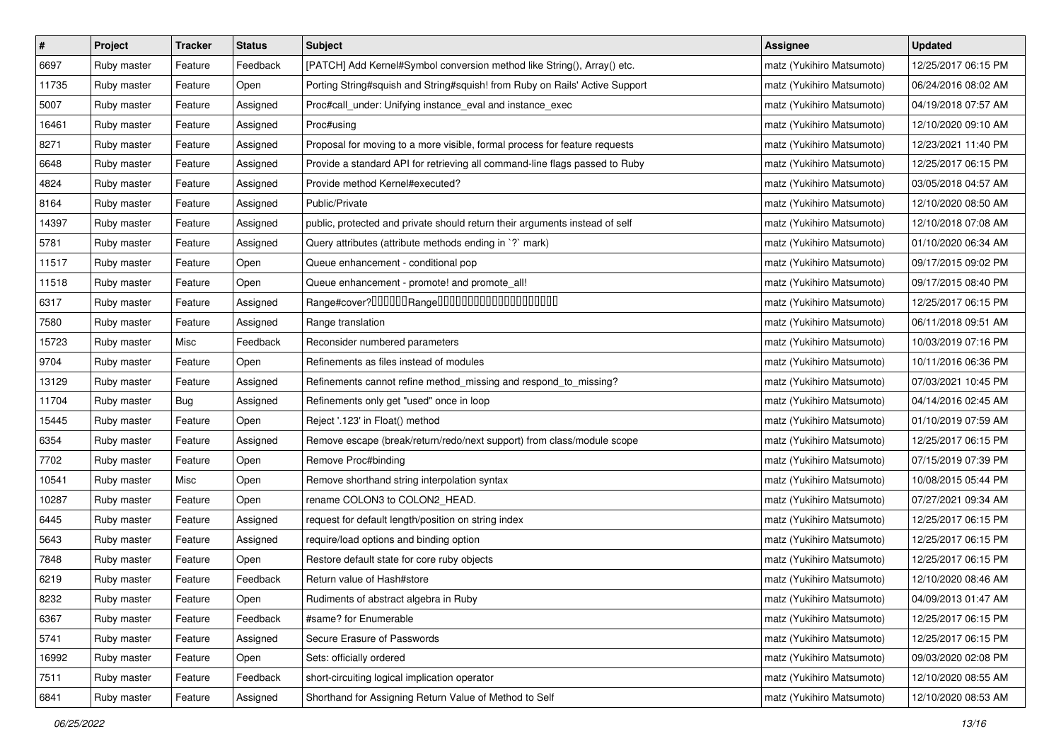| # | Project | Tracker | Status | Subject | Assignee | Updated |
|---|---|---|---|---|---|---|
| 6697 | Ruby master | Feature | Feedback | [PATCH] Add Kernel#Symbol conversion method like String(), Array() etc. | matz (Yukihiro Matsumoto) | 12/25/2017 06:15 PM |
| 11735 | Ruby master | Feature | Open | Porting String#squish and String#squish! from Ruby on Rails' Active Support | matz (Yukihiro Matsumoto) | 06/24/2016 08:02 AM |
| 5007 | Ruby master | Feature | Assigned | Proc#call_under: Unifying instance_eval and instance_exec | matz (Yukihiro Matsumoto) | 04/19/2018 07:57 AM |
| 16461 | Ruby master | Feature | Assigned | Proc#using | matz (Yukihiro Matsumoto) | 12/10/2020 09:10 AM |
| 8271 | Ruby master | Feature | Assigned | Proposal for moving to a more visible, formal process for feature requests | matz (Yukihiro Matsumoto) | 12/23/2021 11:40 PM |
| 6648 | Ruby master | Feature | Assigned | Provide a standard API for retrieving all command-line flags passed to Ruby | matz (Yukihiro Matsumoto) | 12/25/2017 06:15 PM |
| 4824 | Ruby master | Feature | Assigned | Provide method Kernel#executed? | matz (Yukihiro Matsumoto) | 03/05/2018 04:57 AM |
| 8164 | Ruby master | Feature | Assigned | Public/Private | matz (Yukihiro Matsumoto) | 12/10/2020 08:50 AM |
| 14397 | Ruby master | Feature | Assigned | public, protected and private should return their arguments instead of self | matz (Yukihiro Matsumoto) | 12/10/2018 07:08 AM |
| 5781 | Ruby master | Feature | Assigned | Query attributes (attribute methods ending in `?` mark) | matz (Yukihiro Matsumoto) | 01/10/2020 06:34 AM |
| 11517 | Ruby master | Feature | Open | Queue enhancement - conditional pop | matz (Yukihiro Matsumoto) | 09/17/2015 09:02 PM |
| 11518 | Ruby master | Feature | Open | Queue enhancement - promote! and promote_all! | matz (Yukihiro Matsumoto) | 09/17/2015 08:40 PM |
| 6317 | Ruby master | Feature | Assigned | Range#cover?□□□□□□Range□□□□□□□□□□□□□□□□□□□□□ | matz (Yukihiro Matsumoto) | 12/25/2017 06:15 PM |
| 7580 | Ruby master | Feature | Assigned | Range translation | matz (Yukihiro Matsumoto) | 06/11/2018 09:51 AM |
| 15723 | Ruby master | Misc | Feedback | Reconsider numbered parameters | matz (Yukihiro Matsumoto) | 10/03/2019 07:16 PM |
| 9704 | Ruby master | Feature | Open | Refinements as files instead of modules | matz (Yukihiro Matsumoto) | 10/11/2016 06:36 PM |
| 13129 | Ruby master | Feature | Assigned | Refinements cannot refine method_missing and respond_to_missing? | matz (Yukihiro Matsumoto) | 07/03/2021 10:45 PM |
| 11704 | Ruby master | Bug | Assigned | Refinements only get "used" once in loop | matz (Yukihiro Matsumoto) | 04/14/2016 02:45 AM |
| 15445 | Ruby master | Feature | Open | Reject '.123' in Float() method | matz (Yukihiro Matsumoto) | 01/10/2019 07:59 AM |
| 6354 | Ruby master | Feature | Assigned | Remove escape (break/return/redo/next support) from class/module scope | matz (Yukihiro Matsumoto) | 12/25/2017 06:15 PM |
| 7702 | Ruby master | Feature | Open | Remove Proc#binding | matz (Yukihiro Matsumoto) | 07/15/2019 07:39 PM |
| 10541 | Ruby master | Misc | Open | Remove shorthand string interpolation syntax | matz (Yukihiro Matsumoto) | 10/08/2015 05:44 PM |
| 10287 | Ruby master | Feature | Open | rename COLON3 to COLON2_HEAD. | matz (Yukihiro Matsumoto) | 07/27/2021 09:34 AM |
| 6445 | Ruby master | Feature | Assigned | request for default length/position on string index | matz (Yukihiro Matsumoto) | 12/25/2017 06:15 PM |
| 5643 | Ruby master | Feature | Assigned | require/load options and binding option | matz (Yukihiro Matsumoto) | 12/25/2017 06:15 PM |
| 7848 | Ruby master | Feature | Open | Restore default state for core ruby objects | matz (Yukihiro Matsumoto) | 12/25/2017 06:15 PM |
| 6219 | Ruby master | Feature | Feedback | Return value of Hash#store | matz (Yukihiro Matsumoto) | 12/10/2020 08:46 AM |
| 8232 | Ruby master | Feature | Open | Rudiments of abstract algebra in Ruby | matz (Yukihiro Matsumoto) | 04/09/2013 01:47 AM |
| 6367 | Ruby master | Feature | Feedback | #same? for Enumerable | matz (Yukihiro Matsumoto) | 12/25/2017 06:15 PM |
| 5741 | Ruby master | Feature | Assigned | Secure Erasure of Passwords | matz (Yukihiro Matsumoto) | 12/25/2017 06:15 PM |
| 16992 | Ruby master | Feature | Open | Sets: officially ordered | matz (Yukihiro Matsumoto) | 09/03/2020 02:08 PM |
| 7511 | Ruby master | Feature | Feedback | short-circuiting logical implication operator | matz (Yukihiro Matsumoto) | 12/10/2020 08:55 AM |
| 6841 | Ruby master | Feature | Assigned | Shorthand for Assigning Return Value of Method to Self | matz (Yukihiro Matsumoto) | 12/10/2020 08:53 AM |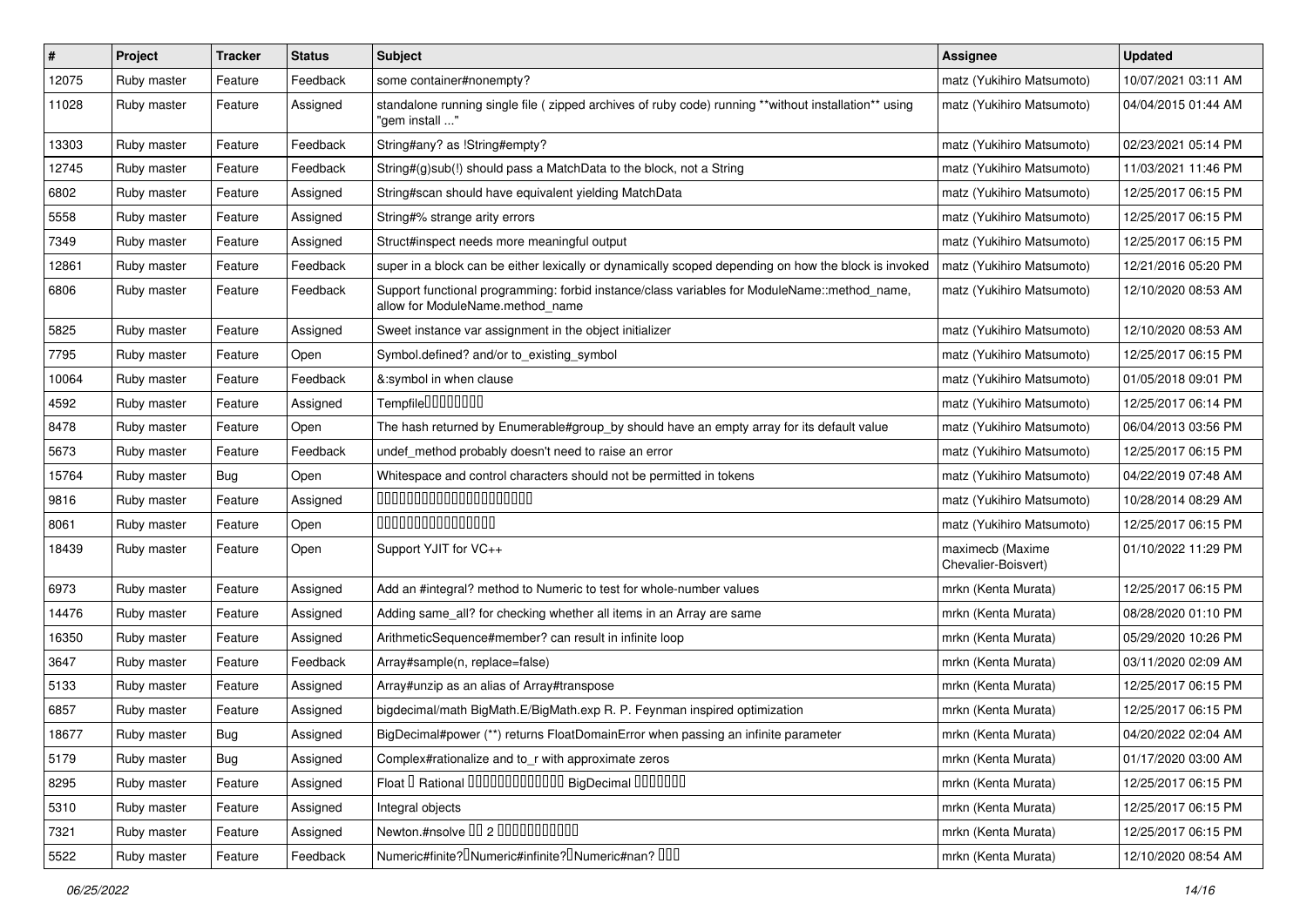| # | Project | Tracker | Status | Subject | Assignee | Updated |
|---|---|---|---|---|---|---|
| 12075 | Ruby master | Feature | Feedback | some container#nonempty? | matz (Yukihiro Matsumoto) | 10/07/2021 03:11 AM |
| 11028 | Ruby master | Feature | Assigned | standalone running single file ( zipped archives of ruby code) running **without installation** using "gem install ..." | matz (Yukihiro Matsumoto) | 04/04/2015 01:44 AM |
| 13303 | Ruby master | Feature | Feedback | String#any? as !String#empty? | matz (Yukihiro Matsumoto) | 02/23/2021 05:14 PM |
| 12745 | Ruby master | Feature | Feedback | String#(g)sub(!) should pass a MatchData to the block, not a String | matz (Yukihiro Matsumoto) | 11/03/2021 11:46 PM |
| 6802 | Ruby master | Feature | Assigned | String#scan should have equivalent yielding MatchData | matz (Yukihiro Matsumoto) | 12/25/2017 06:15 PM |
| 5558 | Ruby master | Feature | Assigned | String#% strange arity errors | matz (Yukihiro Matsumoto) | 12/25/2017 06:15 PM |
| 7349 | Ruby master | Feature | Assigned | Struct#inspect needs more meaningful output | matz (Yukihiro Matsumoto) | 12/25/2017 06:15 PM |
| 12861 | Ruby master | Feature | Feedback | super in a block can be either lexically or dynamically scoped depending on how the block is invoked | matz (Yukihiro Matsumoto) | 12/21/2016 05:20 PM |
| 6806 | Ruby master | Feature | Feedback | Support functional programming: forbid instance/class variables for ModuleName::method_name, allow for ModuleName.method_name | matz (Yukihiro Matsumoto) | 12/10/2020 08:53 AM |
| 5825 | Ruby master | Feature | Assigned | Sweet instance var assignment in the object initializer | matz (Yukihiro Matsumoto) | 12/10/2020 08:53 AM |
| 7795 | Ruby master | Feature | Open | Symbol.defined? and/or to_existing_symbol | matz (Yukihiro Matsumoto) | 12/25/2017 06:15 PM |
| 10064 | Ruby master | Feature | Feedback | &:symbol in when clause | matz (Yukihiro Matsumoto) | 01/05/2018 09:01 PM |
| 4592 | Ruby master | Feature | Assigned | Tempfile□□□□□□□□ | matz (Yukihiro Matsumoto) | 12/25/2017 06:14 PM |
| 8478 | Ruby master | Feature | Open | The hash returned by Enumerable#group_by should have an empty array for its default value | matz (Yukihiro Matsumoto) | 06/04/2013 03:56 PM |
| 5673 | Ruby master | Feature | Feedback | undef_method probably doesn't need to raise an error | matz (Yukihiro Matsumoto) | 12/25/2017 06:15 PM |
| 15764 | Ruby master | Bug | Open | Whitespace and control characters should not be permitted in tokens | matz (Yukihiro Matsumoto) | 04/22/2019 07:48 AM |
| 9816 | Ruby master | Feature | Assigned | □□□□□□□□□□□□□□□□□□□□□□ | matz (Yukihiro Matsumoto) | 10/28/2014 08:29 AM |
| 8061 | Ruby master | Feature | Open | □□□□□□□□□□□□□□□□ | matz (Yukihiro Matsumoto) | 12/25/2017 06:15 PM |
| 18439 | Ruby master | Feature | Open | Support YJIT for VC++ | maximecb (Maxime Chevalier-Boisvert) | 01/10/2022 11:29 PM |
| 6973 | Ruby master | Feature | Assigned | Add an #integral? method to Numeric to test for whole-number values | mrkn (Kenta Murata) | 12/25/2017 06:15 PM |
| 14476 | Ruby master | Feature | Assigned | Adding same_all? for checking whether all items in an Array are same | mrkn (Kenta Murata) | 08/28/2020 01:10 PM |
| 16350 | Ruby master | Feature | Assigned | ArithmeticSequence#member? can result in infinite loop | mrkn (Kenta Murata) | 05/29/2020 10:26 PM |
| 3647 | Ruby master | Feature | Feedback | Array#sample(n, replace=false) | mrkn (Kenta Murata) | 03/11/2020 02:09 AM |
| 5133 | Ruby master | Feature | Assigned | Array#unzip as an alias of Array#transpose | mrkn (Kenta Murata) | 12/25/2017 06:15 PM |
| 6857 | Ruby master | Feature | Assigned | bigdecimal/math BigMath.E/BigMath.exp R. P. Feynman inspired optimization | mrkn (Kenta Murata) | 12/25/2017 06:15 PM |
| 18677 | Ruby master | Bug | Assigned | BigDecimal#power (**) returns FloatDomainError when passing an infinite parameter | mrkn (Kenta Murata) | 04/20/2022 02:04 AM |
| 5179 | Ruby master | Bug | Assigned | Complex#rationalize and to_r with approximate zeros | mrkn (Kenta Murata) | 01/17/2020 03:00 AM |
| 8295 | Ruby master | Feature | Assigned | Float □ Rational □□□□□□□□□□□□□ BigDecimal □□□□□□□ | mrkn (Kenta Murata) | 12/25/2017 06:15 PM |
| 5310 | Ruby master | Feature | Assigned | Integral objects | mrkn (Kenta Murata) | 12/25/2017 06:15 PM |
| 7321 | Ruby master | Feature | Assigned | Newton.#nsolve □□ 2 □□□□□□□□□□□ | mrkn (Kenta Murata) | 12/25/2017 06:15 PM |
| 5522 | Ruby master | Feature | Feedback | Numeric#finite?□Numeric#infinite?□Numeric#nan? □□□ | mrkn (Kenta Murata) | 12/10/2020 08:54 AM |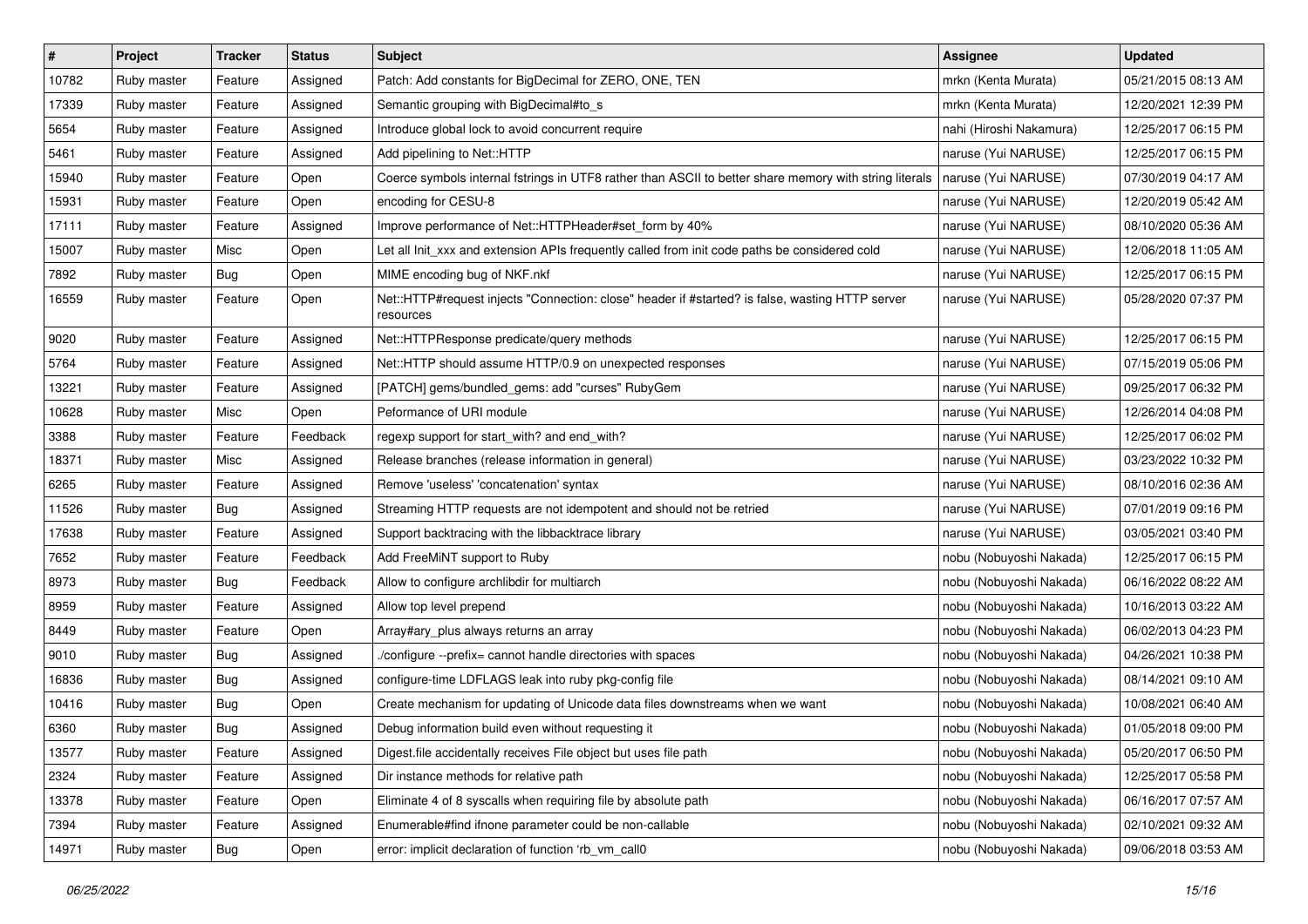| # | Project | Tracker | Status | Subject | Assignee | Updated |
|---|---|---|---|---|---|---|
| 10782 | Ruby master | Feature | Assigned | Patch: Add constants for BigDecimal for ZERO, ONE, TEN | mrkn (Kenta Murata) | 05/21/2015 08:13 AM |
| 17339 | Ruby master | Feature | Assigned | Semantic grouping with BigDecimal#to_s | mrkn (Kenta Murata) | 12/20/2021 12:39 PM |
| 5654 | Ruby master | Feature | Assigned | Introduce global lock to avoid concurrent require | nahi (Hiroshi Nakamura) | 12/25/2017 06:15 PM |
| 5461 | Ruby master | Feature | Assigned | Add pipelining to Net::HTTP | naruse (Yui NARUSE) | 12/25/2017 06:15 PM |
| 15940 | Ruby master | Feature | Open | Coerce symbols internal fstrings in UTF8 rather than ASCII to better share memory with string literals | naruse (Yui NARUSE) | 07/30/2019 04:17 AM |
| 15931 | Ruby master | Feature | Open | encoding for CESU-8 | naruse (Yui NARUSE) | 12/20/2019 05:42 AM |
| 17111 | Ruby master | Feature | Assigned | Improve performance of Net::HTTPHeader#set_form by 40% | naruse (Yui NARUSE) | 08/10/2020 05:36 AM |
| 15007 | Ruby master | Misc | Open | Let all Init_xxx and extension APIs frequently called from init code paths be considered cold | naruse (Yui NARUSE) | 12/06/2018 11:05 AM |
| 7892 | Ruby master | Bug | Open | MIME encoding bug of NKF.nkf | naruse (Yui NARUSE) | 12/25/2017 06:15 PM |
| 16559 | Ruby master | Feature | Open | Net::HTTP#request injects "Connection: close" header if #started? is false, wasting HTTP server resources | naruse (Yui NARUSE) | 05/28/2020 07:37 PM |
| 9020 | Ruby master | Feature | Assigned | Net::HTTPResponse predicate/query methods | naruse (Yui NARUSE) | 12/25/2017 06:15 PM |
| 5764 | Ruby master | Feature | Assigned | Net::HTTP should assume HTTP/0.9 on unexpected responses | naruse (Yui NARUSE) | 07/15/2019 05:06 PM |
| 13221 | Ruby master | Feature | Assigned | [PATCH] gems/bundled_gems: add "curses" RubyGem | naruse (Yui NARUSE) | 09/25/2017 06:32 PM |
| 10628 | Ruby master | Misc | Open | Peformance of URI module | naruse (Yui NARUSE) | 12/26/2014 04:08 PM |
| 3388 | Ruby master | Feature | Feedback | regexp support for start_with? and end_with? | naruse (Yui NARUSE) | 12/25/2017 06:02 PM |
| 18371 | Ruby master | Misc | Assigned | Release branches (release information in general) | naruse (Yui NARUSE) | 03/23/2022 10:32 PM |
| 6265 | Ruby master | Feature | Assigned | Remove 'useless' 'concatenation' syntax | naruse (Yui NARUSE) | 08/10/2016 02:36 AM |
| 11526 | Ruby master | Bug | Assigned | Streaming HTTP requests are not idempotent and should not be retried | naruse (Yui NARUSE) | 07/01/2019 09:16 PM |
| 17638 | Ruby master | Feature | Assigned | Support backtracing with the libbacktrace library | naruse (Yui NARUSE) | 03/05/2021 03:40 PM |
| 7652 | Ruby master | Feature | Feedback | Add FreeMiNT support to Ruby | nobu (Nobuyoshi Nakada) | 12/25/2017 06:15 PM |
| 8973 | Ruby master | Bug | Feedback | Allow to configure archlibdir for multiarch | nobu (Nobuyoshi Nakada) | 06/16/2022 08:22 AM |
| 8959 | Ruby master | Feature | Assigned | Allow top level prepend | nobu (Nobuyoshi Nakada) | 10/16/2013 03:22 AM |
| 8449 | Ruby master | Feature | Open | Array#ary_plus always returns an array | nobu (Nobuyoshi Nakada) | 06/02/2013 04:23 PM |
| 9010 | Ruby master | Bug | Assigned | ./configure --prefix= cannot handle directories with spaces | nobu (Nobuyoshi Nakada) | 04/26/2021 10:38 PM |
| 16836 | Ruby master | Bug | Assigned | configure-time LDFLAGS leak into ruby pkg-config file | nobu (Nobuyoshi Nakada) | 08/14/2021 09:10 AM |
| 10416 | Ruby master | Bug | Open | Create mechanism for updating of Unicode data files downstreams when we want | nobu (Nobuyoshi Nakada) | 10/08/2021 06:40 AM |
| 6360 | Ruby master | Bug | Assigned | Debug information build even without requesting it | nobu (Nobuyoshi Nakada) | 01/05/2018 09:00 PM |
| 13577 | Ruby master | Feature | Assigned | Digest.file accidentally receives File object but uses file path | nobu (Nobuyoshi Nakada) | 05/20/2017 06:50 PM |
| 2324 | Ruby master | Feature | Assigned | Dir instance methods for relative path | nobu (Nobuyoshi Nakada) | 12/25/2017 05:58 PM |
| 13378 | Ruby master | Feature | Open | Eliminate 4 of 8 syscalls when requiring file by absolute path | nobu (Nobuyoshi Nakada) | 06/16/2017 07:57 AM |
| 7394 | Ruby master | Feature | Assigned | Enumerable#find ifnone parameter could be non-callable | nobu (Nobuyoshi Nakada) | 02/10/2021 09:32 AM |
| 14971 | Ruby master | Bug | Open | error: implicit declaration of function 'rb_vm_call0 | nobu (Nobuyoshi Nakada) | 09/06/2018 03:53 AM |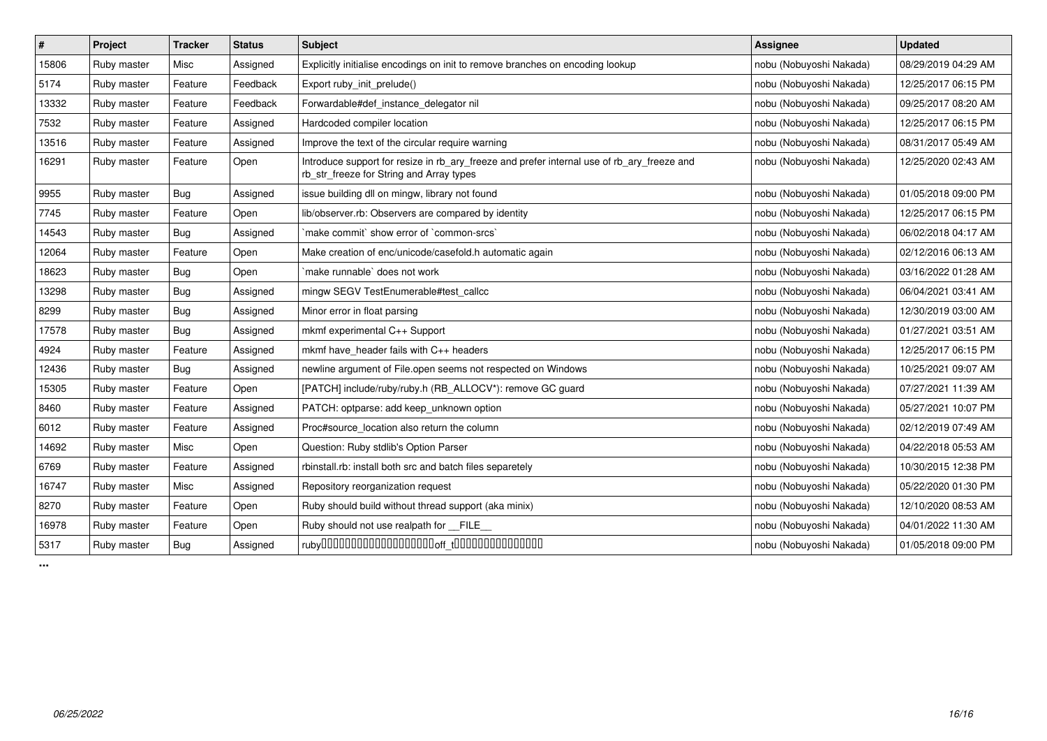| # | Project | Tracker | Status | Subject | Assignee | Updated |
|---|---|---|---|---|---|---|
| 15806 | Ruby master | Misc | Assigned | Explicitly initialise encodings on init to remove branches on encoding lookup | nobu (Nobuyoshi Nakada) | 08/29/2019 04:29 AM |
| 5174 | Ruby master | Feature | Feedback | Export ruby_init_prelude() | nobu (Nobuyoshi Nakada) | 12/25/2017 06:15 PM |
| 13332 | Ruby master | Feature | Feedback | Forwardable#def_instance_delegator nil | nobu (Nobuyoshi Nakada) | 09/25/2017 08:20 AM |
| 7532 | Ruby master | Feature | Assigned | Hardcoded compiler location | nobu (Nobuyoshi Nakada) | 12/25/2017 06:15 PM |
| 13516 | Ruby master | Feature | Assigned | Improve the text of the circular require warning | nobu (Nobuyoshi Nakada) | 08/31/2017 05:49 AM |
| 16291 | Ruby master | Feature | Open | Introduce support for resize in rb_ary_freeze and prefer internal use of rb_ary_freeze and rb_str_freeze for String and Array types | nobu (Nobuyoshi Nakada) | 12/25/2020 02:43 AM |
| 9955 | Ruby master | Bug | Assigned | issue building dll on mingw, library not found | nobu (Nobuyoshi Nakada) | 01/05/2018 09:00 PM |
| 7745 | Ruby master | Feature | Open | lib/observer.rb: Observers are compared by identity | nobu (Nobuyoshi Nakada) | 12/25/2017 06:15 PM |
| 14543 | Ruby master | Bug | Assigned | `make commit` show error of `common-srcs` | nobu (Nobuyoshi Nakada) | 06/02/2018 04:17 AM |
| 12064 | Ruby master | Feature | Open | Make creation of enc/unicode/casefold.h automatic again | nobu (Nobuyoshi Nakada) | 02/12/2016 06:13 AM |
| 18623 | Ruby master | Bug | Open | `make runnable` does not work | nobu (Nobuyoshi Nakada) | 03/16/2022 01:28 AM |
| 13298 | Ruby master | Bug | Assigned | mingw SEGV TestEnumerable#test_callcc | nobu (Nobuyoshi Nakada) | 06/04/2021 03:41 AM |
| 8299 | Ruby master | Bug | Assigned | Minor error in float parsing | nobu (Nobuyoshi Nakada) | 12/30/2019 03:00 AM |
| 17578 | Ruby master | Bug | Assigned | mkmf experimental C++ Support | nobu (Nobuyoshi Nakada) | 01/27/2021 03:51 AM |
| 4924 | Ruby master | Feature | Assigned | mkmf have_header fails with C++ headers | nobu (Nobuyoshi Nakada) | 12/25/2017 06:15 PM |
| 12436 | Ruby master | Bug | Assigned | newline argument of File.open seems not respected on Windows | nobu (Nobuyoshi Nakada) | 10/25/2021 09:07 AM |
| 15305 | Ruby master | Feature | Open | [PATCH] include/ruby/ruby.h (RB_ALLOCV*): remove GC guard | nobu (Nobuyoshi Nakada) | 07/27/2021 11:39 AM |
| 8460 | Ruby master | Feature | Assigned | PATCH: optparse: add keep_unknown option | nobu (Nobuyoshi Nakada) | 05/27/2021 10:07 PM |
| 6012 | Ruby master | Feature | Assigned | Proc#source_location also return the column | nobu (Nobuyoshi Nakada) | 02/12/2019 07:49 AM |
| 14692 | Ruby master | Misc | Open | Question: Ruby stdlib's Option Parser | nobu (Nobuyoshi Nakada) | 04/22/2018 05:53 AM |
| 6769 | Ruby master | Feature | Assigned | rbinstall.rb: install both src and batch files separetely | nobu (Nobuyoshi Nakada) | 10/30/2015 12:38 PM |
| 16747 | Ruby master | Misc | Assigned | Repository reorganization request | nobu (Nobuyoshi Nakada) | 05/22/2020 01:30 PM |
| 8270 | Ruby master | Feature | Open | Ruby should build without thread support (aka minix) | nobu (Nobuyoshi Nakada) | 12/10/2020 08:53 AM |
| 16978 | Ruby master | Feature | Open | Ruby should not use realpath for __FILE__ | nobu (Nobuyoshi Nakada) | 04/01/2022 11:30 AM |
| 5317 | Ruby master | Bug | Assigned | ruby□□□□□□□□□□□□□□□□□□□off_t□□□□□□□□□□□□□□□ | nobu (Nobuyoshi Nakada) | 01/05/2018 09:00 PM |

...